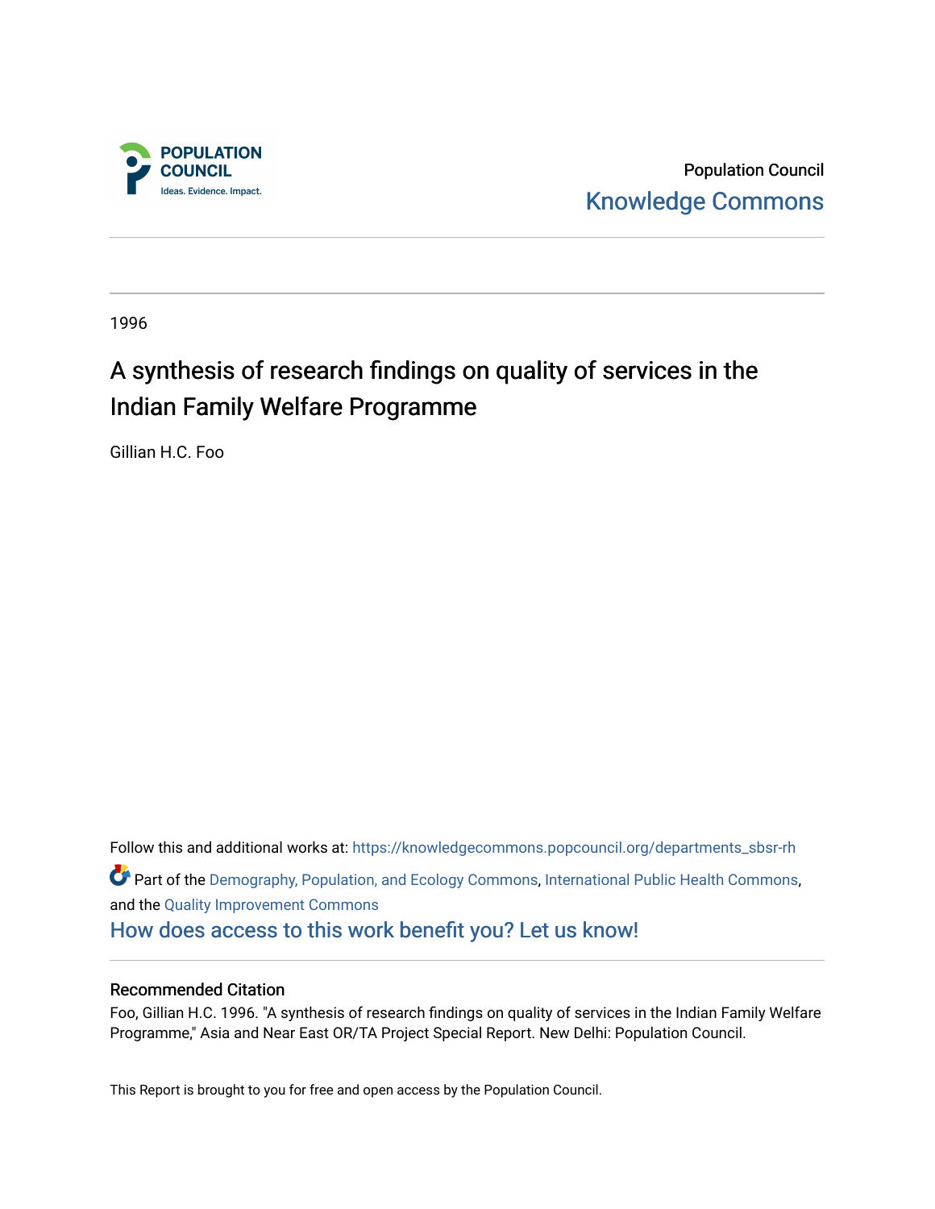POPULATION COUNCIL

Ideas. Evidence. Impact.

Population Council

Knowledge Commons

1996

# A synthesis of research findings on quality of services in the Indian Family Welfare Programme

Gillian H.C. Foo

Follow this and additional works at: https://knowledgecommons.popcouncil.org/departments_sbsr-rh

Part of the Demography, Population, and Ecology Commons, International Public Health Commons, and the Quality Improvement Commons

How does access to this work benefit you? Let us know!

## Recommended Citation

Foo, Gillian H.C. 1996. "A synthesis of research findings on quality of services in the Indian Family Welfare Programme," Asia and Near East OR/TA Project Special Report. New Delhi: Population Council.

This Report is brought to you for free and open access by the Population Council.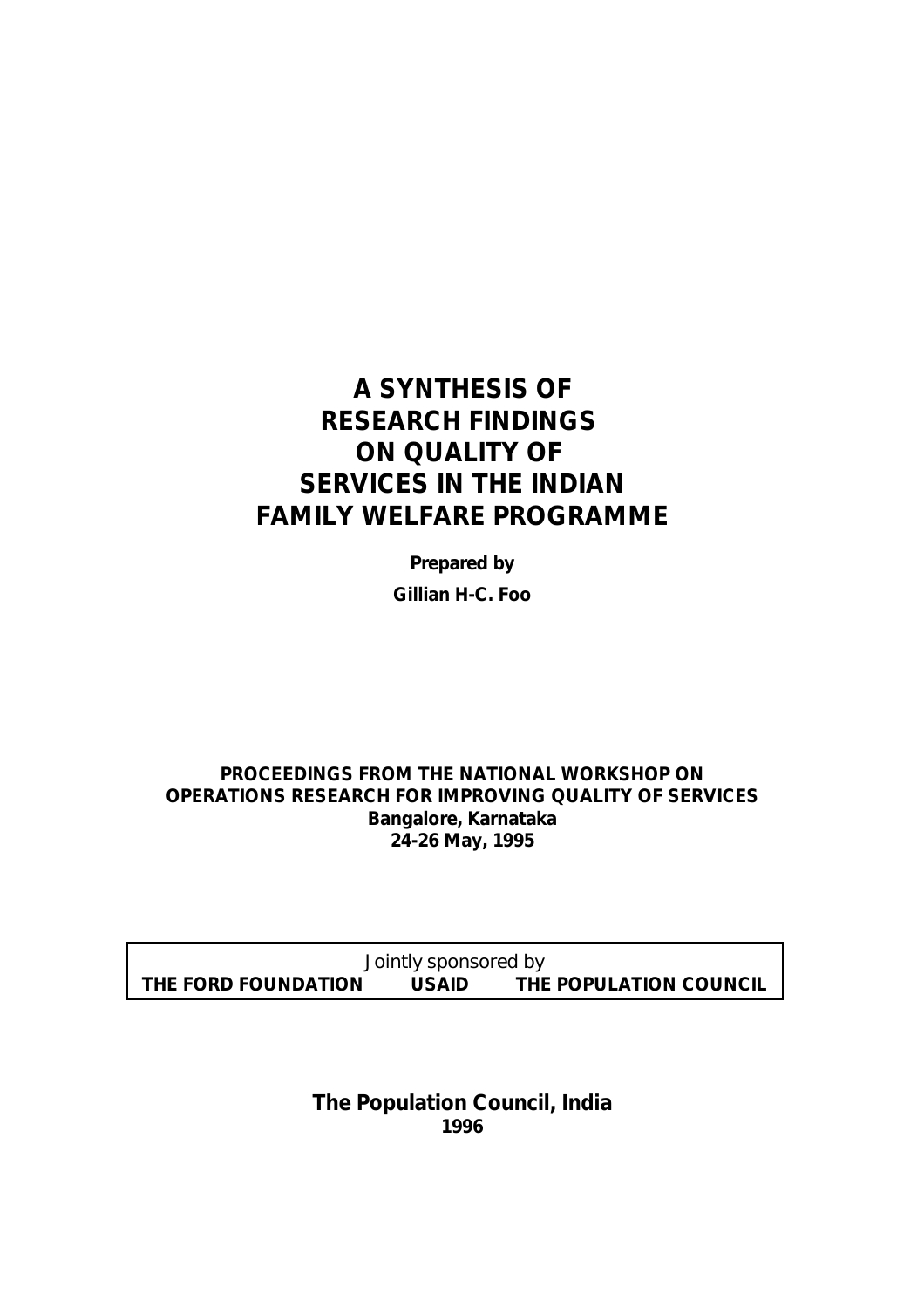# A SYNTHESIS OF RESEARCH FINDINGS ON QUALITY OF SERVICES IN THE INDIAN FAMILY WELFARE PROGRAMME

**Prepared by**

**Gillian H-C. Foo**

**PROCEEDINGS FROM THE NATIONAL WORKSHOP ON OPERATIONS RESEARCH FOR IMPROVING QUALITY OF SERVICES**
**Bangalore, Karnataka**
**24-26 May, 1995**

Jointly sponsored by
**THE FORD FOUNDATION USAID THE POPULATION COUNCIL**

**The Population Council, India**
**1996**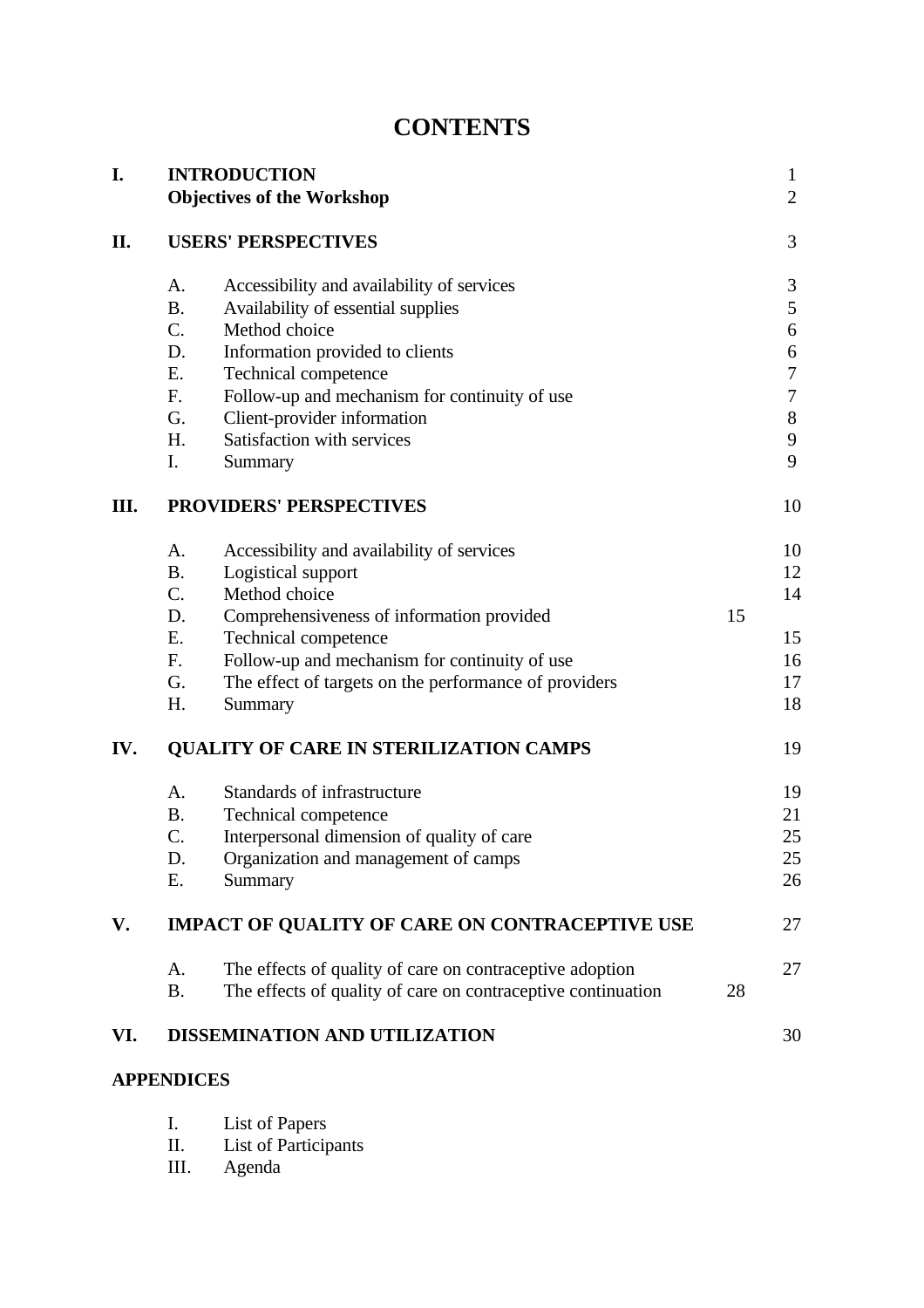# CONTENTS

| | | | |
|---|---|---|---|
| **I.** | **INTRODUCTION** | | 1 |
| | **Objectives of the Workshop** | | 2 |
| **II.** | **USERS' PERSPECTIVES** | | 3 |
| | A. | Accessibility and availability of services | 3 |
| | B. | Availability of essential supplies | 5 |
| | C. | Method choice | 6 |
| | D. | Information provided to clients | 6 |
| | E. | Technical competence | 7 |
| | F. | Follow-up and mechanism for continuity of use | 7 |
| | G. | Client-provider information | 8 |
| | H. | Satisfaction with services | 9 |
| | I. | Summary | 9 |
| **III.** | **PROVIDERS' PERSPECTIVES** | | 10 |
| | A. | Accessibility and availability of services | 10 |
| | B. | Logistical support | 12 |
| | C. | Method choice | 14 |
| | D. | Comprehensiveness of information provided | 15 |
| | E. | Technical competence | 15 |
| | F. | Follow-up and mechanism for continuity of use | 16 |
| | G. | The effect of targets on the performance of providers | 17 |
| | H. | Summary | 18 |
| **IV.** | **QUALITY OF CARE IN STERILIZATION CAMPS** | | 19 |
| | A. | Standards of infrastructure | 19 |
| | B. | Technical competence | 21 |
| | C. | Interpersonal dimension of quality of care | 25 |
| | D. | Organization and management of camps | 25 |
| | E. | Summary | 26 |
| **V.** | **IMPACT OF QUALITY OF CARE ON CONTRACEPTIVE USE** | | 27 |
| | A. | The effects of quality of care on contraceptive adoption | 27 |
| | B. | The effects of quality of care on contraceptive continuation | 28 |
| **VI.** | **DISSEMINATION AND UTILIZATION** | | 30 |

**APPENDICES**

- I. List of Papers
- II. List of Participants
- III. Agenda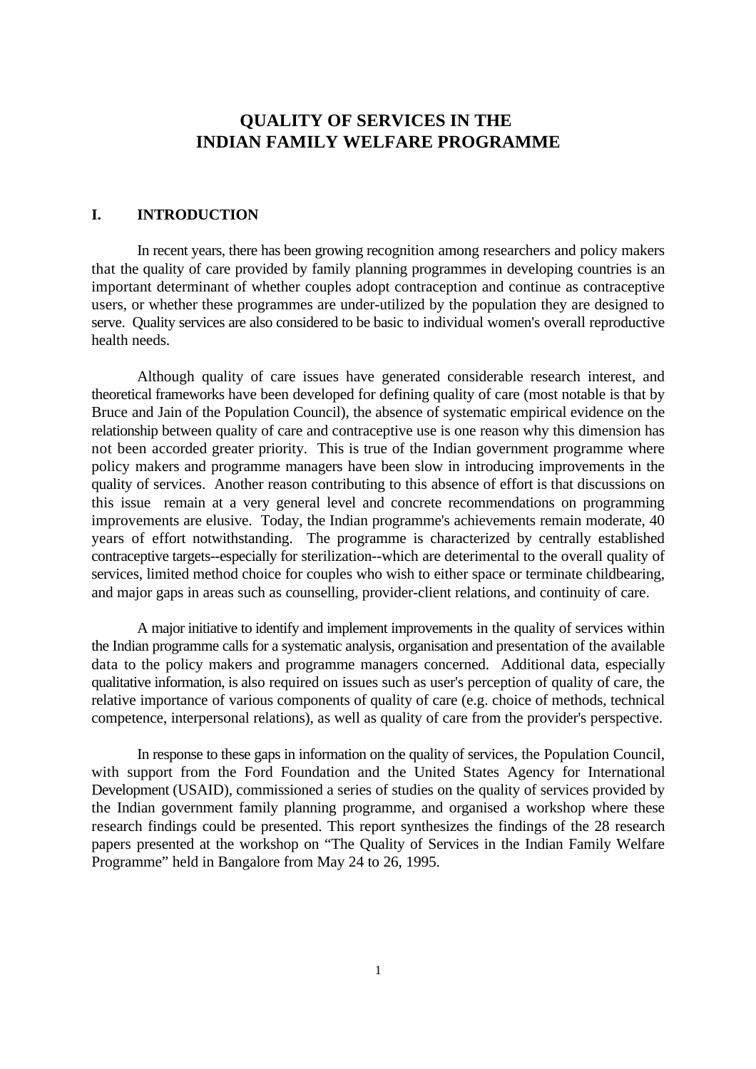# QUALITY OF SERVICES IN THE INDIAN FAMILY WELFARE PROGRAMME

## I. INTRODUCTION

In recent years, there has been growing recognition among researchers and policy makers that the quality of care provided by family planning programmes in developing countries is an important determinant of whether couples adopt contraception and continue as contraceptive users, or whether these programmes are under-utilized by the population they are designed to serve. Quality services are also considered to be basic to individual women's overall reproductive health needs.

Although quality of care issues have generated considerable research interest, and theoretical frameworks have been developed for defining quality of care (most notable is that by Bruce and Jain of the Population Council), the absence of systematic empirical evidence on the relationship between quality of care and contraceptive use is one reason why this dimension has not been accorded greater priority. This is true of the Indian government programme where policy makers and programme managers have been slow in introducing improvements in the quality of services. Another reason contributing to this absence of effort is that discussions on this issue remain at a very general level and concrete recommendations on programming improvements are elusive. Today, the Indian programme's achievements remain moderate, 40 years of effort notwithstanding. The programme is characterized by centrally established contraceptive targets--especially for sterilization--which are deterimental to the overall quality of services, limited method choice for couples who wish to either space or terminate childbearing, and major gaps in areas such as counselling, provider-client relations, and continuity of care.

A major initiative to identify and implement improvements in the quality of services within the Indian programme calls for a systematic analysis, organisation and presentation of the available data to the policy makers and programme managers concerned. Additional data, especially qualitative information, is also required on issues such as user's perception of quality of care, the relative importance of various components of quality of care (e.g. choice of methods, technical competence, interpersonal relations), as well as quality of care from the provider's perspective.

In response to these gaps in information on the quality of services, the Population Council, with support from the Ford Foundation and the United States Agency for International Development (USAID), commissioned a series of studies on the quality of services provided by the Indian government family planning programme, and organised a workshop where these research findings could be presented. This report synthesizes the findings of the 28 research papers presented at the workshop on "The Quality of Services in the Indian Family Welfare Programme" held in Bangalore from May 24 to 26, 1995.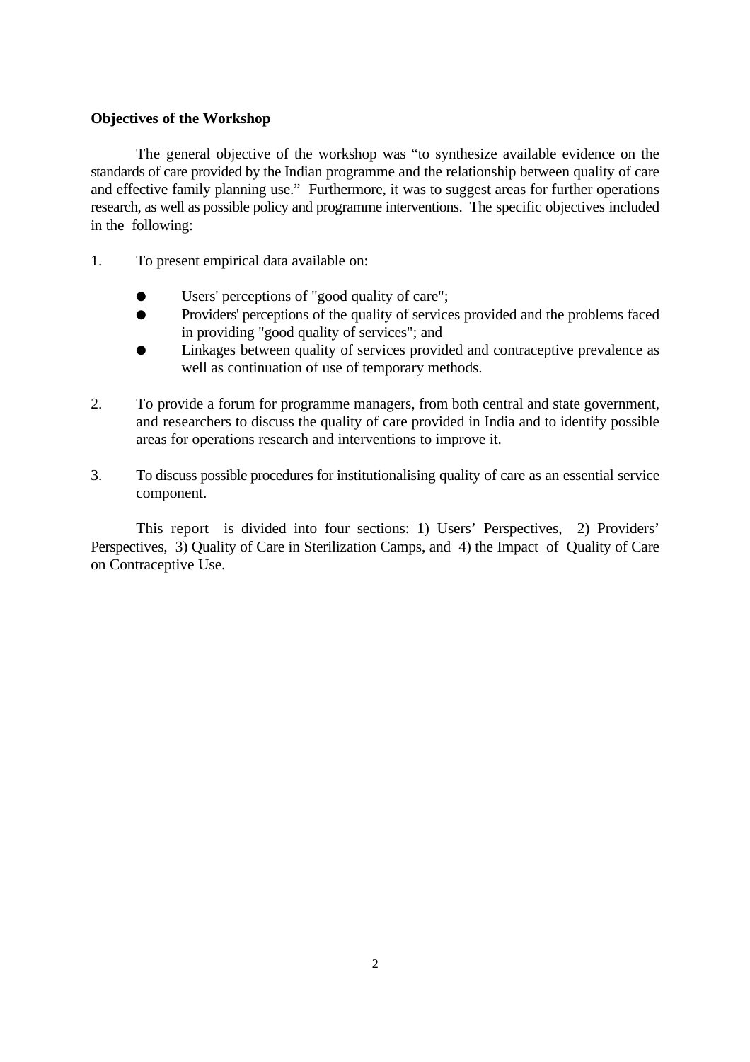**Objectives of the Workshop**

The general objective of the workshop was "to synthesize available evidence on the standards of care provided by the Indian programme and the relationship between quality of care and effective family planning use." Furthermore, it was to suggest areas for further operations research, as well as possible policy and programme interventions. The specific objectives included in the following:

1. To present empirical data available on:

   - Users' perceptions of "good quality of care";
   - Providers' perceptions of the quality of services provided and the problems faced in providing "good quality of services"; and
   - Linkages between quality of services provided and contraceptive prevalence as well as continuation of use of temporary methods.

2. To provide a forum for programme managers, from both central and state government, and researchers to discuss the quality of care provided in India and to identify possible areas for operations research and interventions to improve it.

3. To discuss possible procedures for institutionalising quality of care as an essential service component.

This report is divided into four sections: 1) Users' Perspectives, 2) Providers' Perspectives, 3) Quality of Care in Sterilization Camps, and 4) the Impact of Quality of Care on Contraceptive Use.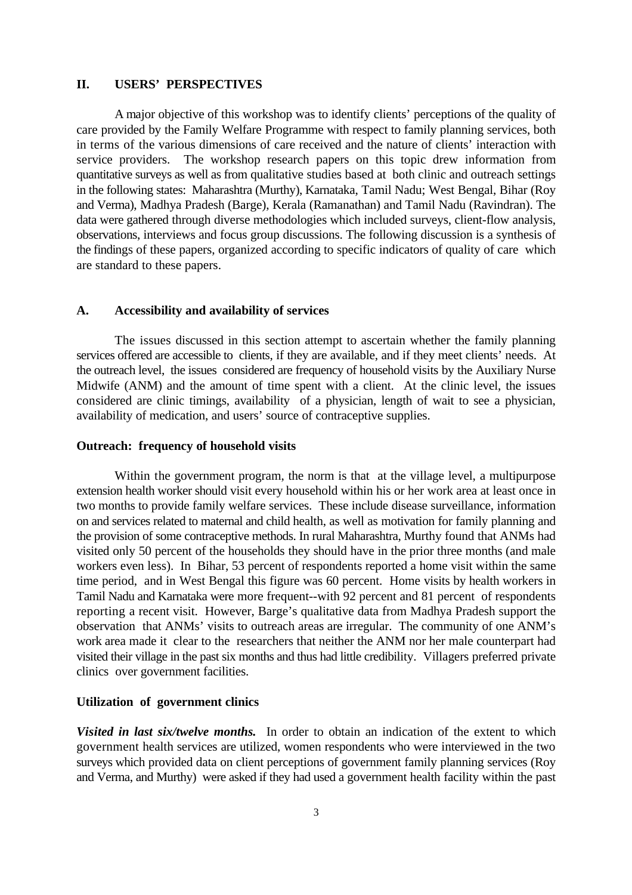## II. USERS' PERSPECTIVES

A major objective of this workshop was to identify clients' perceptions of the quality of care provided by the Family Welfare Programme with respect to family planning services, both in terms of the various dimensions of care received and the nature of clients' interaction with service providers. The workshop research papers on this topic drew information from quantitative surveys as well as from qualitative studies based at both clinic and outreach settings in the following states: Maharashtra (Murthy), Karnataka, Tamil Nadu; West Bengal, Bihar (Roy and Verma), Madhya Pradesh (Barge), Kerala (Ramanathan) and Tamil Nadu (Ravindran). The data were gathered through diverse methodologies which included surveys, client-flow analysis, observations, interviews and focus group discussions. The following discussion is a synthesis of the findings of these papers, organized according to specific indicators of quality of care which are standard to these papers.

### A. Accessibility and availability of services

The issues discussed in this section attempt to ascertain whether the family planning services offered are accessible to clients, if they are available, and if they meet clients' needs. At the outreach level, the issues considered are frequency of household visits by the Auxiliary Nurse Midwife (ANM) and the amount of time spent with a client. At the clinic level, the issues considered are clinic timings, availability of a physician, length of wait to see a physician, availability of medication, and users' source of contraceptive supplies.

#### Outreach: frequency of household visits

Within the government program, the norm is that at the village level, a multipurpose extension health worker should visit every household within his or her work area at least once in two months to provide family welfare services. These include disease surveillance, information on and services related to maternal and child health, as well as motivation for family planning and the provision of some contraceptive methods. In rural Maharashtra, Murthy found that ANMs had visited only 50 percent of the households they should have in the prior three months (and male workers even less). In Bihar, 53 percent of respondents reported a home visit within the same time period, and in West Bengal this figure was 60 percent. Home visits by health workers in Tamil Nadu and Karnataka were more frequent--with 92 percent and 81 percent of respondents reporting a recent visit. However, Barge's qualitative data from Madhya Pradesh support the observation that ANMs' visits to outreach areas are irregular. The community of one ANM's work area made it clear to the researchers that neither the ANM nor her male counterpart had visited their village in the past six months and thus had little credibility. Villagers preferred private clinics over government facilities.

#### Utilization of government clinics

***Visited in last six/twelve months.*** In order to obtain an indication of the extent to which government health services are utilized, women respondents who were interviewed in the two surveys which provided data on client perceptions of government family planning services (Roy and Verma, and Murthy) were asked if they had used a government health facility within the past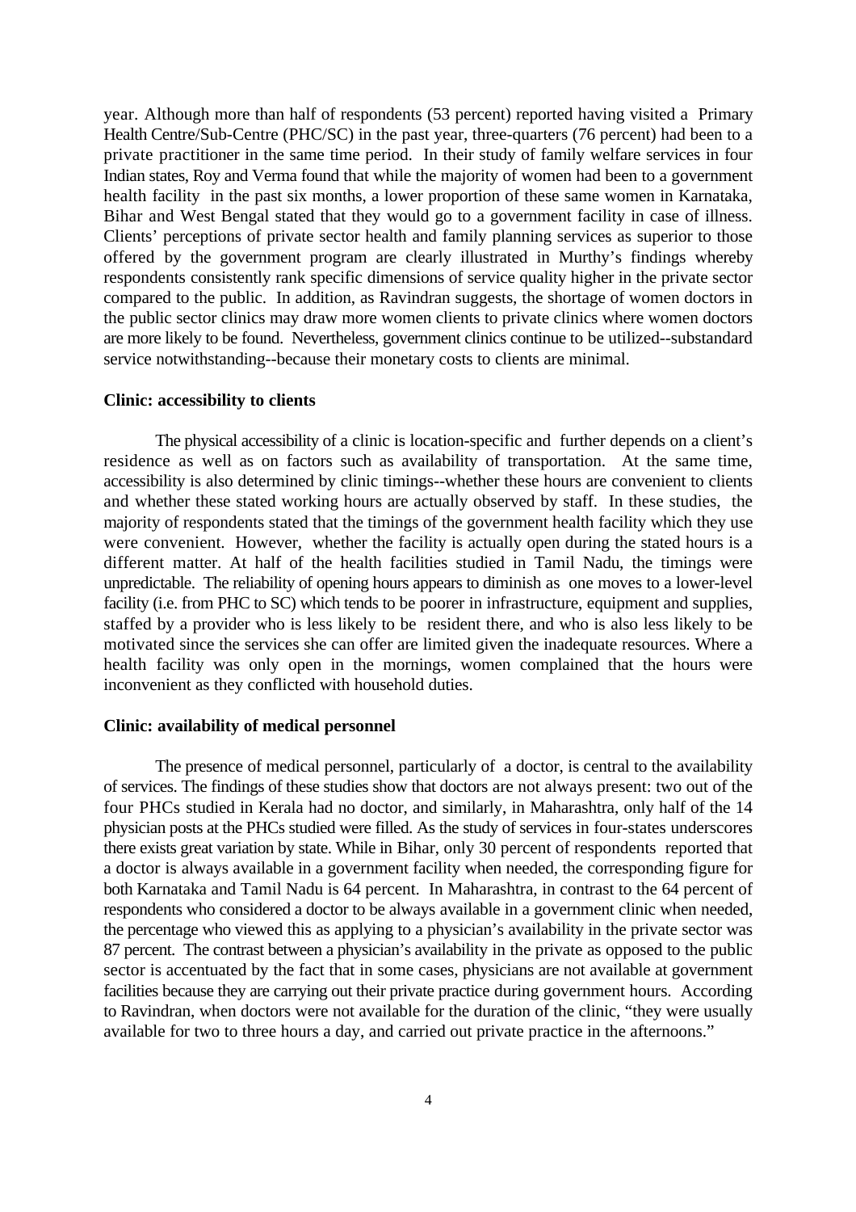year. Although more than half of respondents (53 percent) reported having visited a Primary Health Centre/Sub-Centre (PHC/SC) in the past year, three-quarters (76 percent) had been to a private practitioner in the same time period. In their study of family welfare services in four Indian states, Roy and Verma found that while the majority of women had been to a government health facility in the past six months, a lower proportion of these same women in Karnataka, Bihar and West Bengal stated that they would go to a government facility in case of illness. Clients' perceptions of private sector health and family planning services as superior to those offered by the government program are clearly illustrated in Murthy's findings whereby respondents consistently rank specific dimensions of service quality higher in the private sector compared to the public. In addition, as Ravindran suggests, the shortage of women doctors in the public sector clinics may draw more women clients to private clinics where women doctors are more likely to be found. Nevertheless, government clinics continue to be utilized--substandard service notwithstanding--because their monetary costs to clients are minimal.

**Clinic: accessibility to clients**

The physical accessibility of a clinic is location-specific and further depends on a client's residence as well as on factors such as availability of transportation. At the same time, accessibility is also determined by clinic timings--whether these hours are convenient to clients and whether these stated working hours are actually observed by staff. In these studies, the majority of respondents stated that the timings of the government health facility which they use were convenient. However, whether the facility is actually open during the stated hours is a different matter. At half of the health facilities studied in Tamil Nadu, the timings were unpredictable. The reliability of opening hours appears to diminish as one moves to a lower-level facility (i.e. from PHC to SC) which tends to be poorer in infrastructure, equipment and supplies, staffed by a provider who is less likely to be resident there, and who is also less likely to be motivated since the services she can offer are limited given the inadequate resources. Where a health facility was only open in the mornings, women complained that the hours were inconvenient as they conflicted with household duties.

**Clinic: availability of medical personnel**

The presence of medical personnel, particularly of a doctor, is central to the availability of services. The findings of these studies show that doctors are not always present: two out of the four PHCs studied in Kerala had no doctor, and similarly, in Maharashtra, only half of the 14 physician posts at the PHCs studied were filled. As the study of services in four-states underscores there exists great variation by state. While in Bihar, only 30 percent of respondents reported that a doctor is always available in a government facility when needed, the corresponding figure for both Karnataka and Tamil Nadu is 64 percent. In Maharashtra, in contrast to the 64 percent of respondents who considered a doctor to be always available in a government clinic when needed, the percentage who viewed this as applying to a physician's availability in the private sector was 87 percent. The contrast between a physician's availability in the private as opposed to the public sector is accentuated by the fact that in some cases, physicians are not available at government facilities because they are carrying out their private practice during government hours. According to Ravindran, when doctors were not available for the duration of the clinic, "they were usually available for two to three hours a day, and carried out private practice in the afternoons."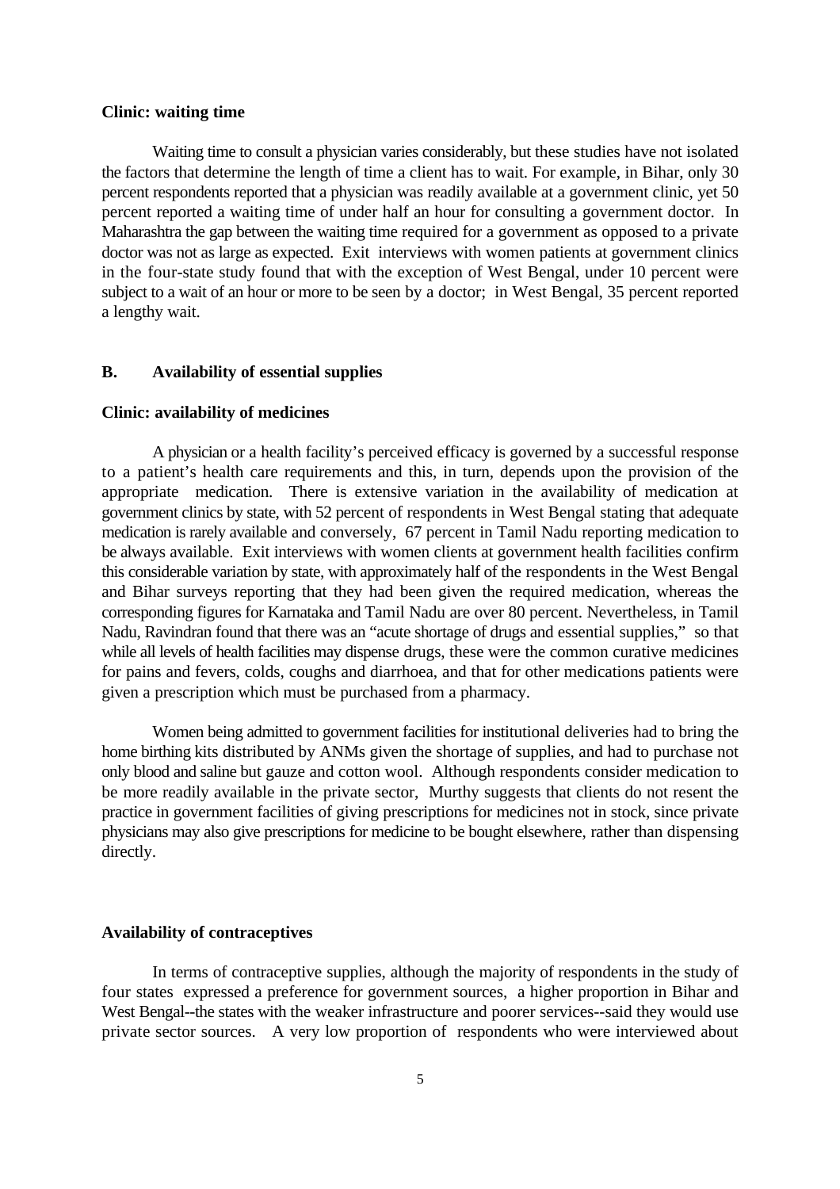**Clinic: waiting time**

Waiting time to consult a physician varies considerably, but these studies have not isolated the factors that determine the length of time a client has to wait. For example, in Bihar, only 30 percent respondents reported that a physician was readily available at a government clinic, yet 50 percent reported a waiting time of under half an hour for consulting a government doctor. In Maharashtra the gap between the waiting time required for a government as opposed to a private doctor was not as large as expected. Exit interviews with women patients at government clinics in the four-state study found that with the exception of West Bengal, under 10 percent were subject to a wait of an hour or more to be seen by a doctor; in West Bengal, 35 percent reported a lengthy wait.

## B. Availability of essential supplies

**Clinic: availability of medicines**

A physician or a health facility's perceived efficacy is governed by a successful response to a patient's health care requirements and this, in turn, depends upon the provision of the appropriate medication. There is extensive variation in the availability of medication at government clinics by state, with 52 percent of respondents in West Bengal stating that adequate medication is rarely available and conversely, 67 percent in Tamil Nadu reporting medication to be always available. Exit interviews with women clients at government health facilities confirm this considerable variation by state, with approximately half of the respondents in the West Bengal and Bihar surveys reporting that they had been given the required medication, whereas the corresponding figures for Karnataka and Tamil Nadu are over 80 percent. Nevertheless, in Tamil Nadu, Ravindran found that there was an "acute shortage of drugs and essential supplies," so that while all levels of health facilities may dispense drugs, these were the common curative medicines for pains and fevers, colds, coughs and diarrhoea, and that for other medications patients were given a prescription which must be purchased from a pharmacy.

Women being admitted to government facilities for institutional deliveries had to bring the home birthing kits distributed by ANMs given the shortage of supplies, and had to purchase not only blood and saline but gauze and cotton wool. Although respondents consider medication to be more readily available in the private sector, Murthy suggests that clients do not resent the practice in government facilities of giving prescriptions for medicines not in stock, since private physicians may also give prescriptions for medicine to be bought elsewhere, rather than dispensing directly.

**Availability of contraceptives**

In terms of contraceptive supplies, although the majority of respondents in the study of four states expressed a preference for government sources, a higher proportion in Bihar and West Bengal--the states with the weaker infrastructure and poorer services--said they would use private sector sources. A very low proportion of respondents who were interviewed about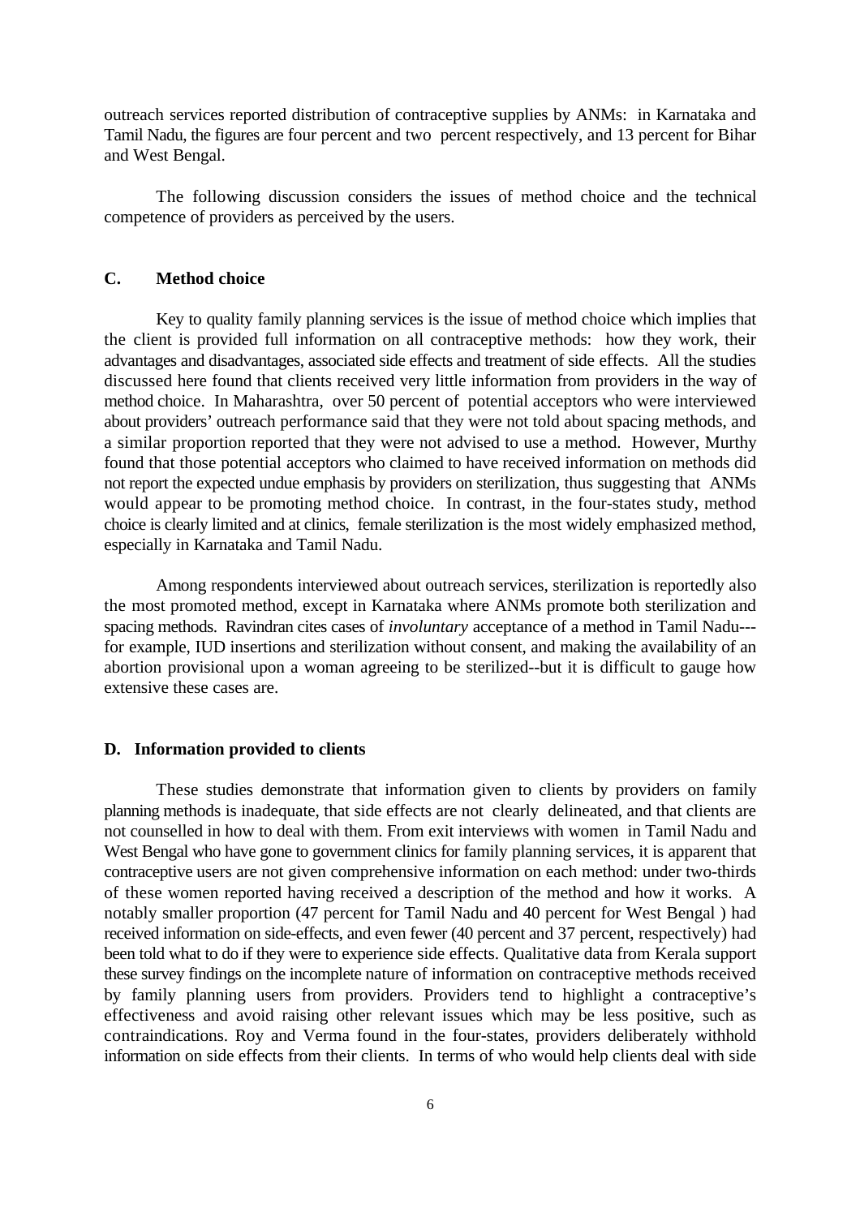outreach services reported distribution of contraceptive supplies by ANMs: in Karnataka and Tamil Nadu, the figures are four percent and two percent respectively, and 13 percent for Bihar and West Bengal.

The following discussion considers the issues of method choice and the technical competence of providers as perceived by the users.

### C. Method choice

Key to quality family planning services is the issue of method choice which implies that the client is provided full information on all contraceptive methods: how they work, their advantages and disadvantages, associated side effects and treatment of side effects. All the studies discussed here found that clients received very little information from providers in the way of method choice. In Maharashtra, over 50 percent of potential acceptors who were interviewed about providers' outreach performance said that they were not told about spacing methods, and a similar proportion reported that they were not advised to use a method. However, Murthy found that those potential acceptors who claimed to have received information on methods did not report the expected undue emphasis by providers on sterilization, thus suggesting that ANMs would appear to be promoting method choice. In contrast, in the four-states study, method choice is clearly limited and at clinics, female sterilization is the most widely emphasized method, especially in Karnataka and Tamil Nadu.

Among respondents interviewed about outreach services, sterilization is reportedly also the most promoted method, except in Karnataka where ANMs promote both sterilization and spacing methods. Ravindran cites cases of *involuntary* acceptance of a method in Tamil Nadu---for example, IUD insertions and sterilization without consent, and making the availability of an abortion provisional upon a woman agreeing to be sterilized--but it is difficult to gauge how extensive these cases are.

### D. Information provided to clients

These studies demonstrate that information given to clients by providers on family planning methods is inadequate, that side effects are not clearly delineated, and that clients are not counselled in how to deal with them. From exit interviews with women in Tamil Nadu and West Bengal who have gone to government clinics for family planning services, it is apparent that contraceptive users are not given comprehensive information on each method: under two-thirds of these women reported having received a description of the method and how it works. A notably smaller proportion (47 percent for Tamil Nadu and 40 percent for West Bengal ) had received information on side-effects, and even fewer (40 percent and 37 percent, respectively) had been told what to do if they were to experience side effects. Qualitative data from Kerala support these survey findings on the incomplete nature of information on contraceptive methods received by family planning users from providers. Providers tend to highlight a contraceptive's effectiveness and avoid raising other relevant issues which may be less positive, such as contraindications. Roy and Verma found in the four-states, providers deliberately withhold information on side effects from their clients. In terms of who would help clients deal with side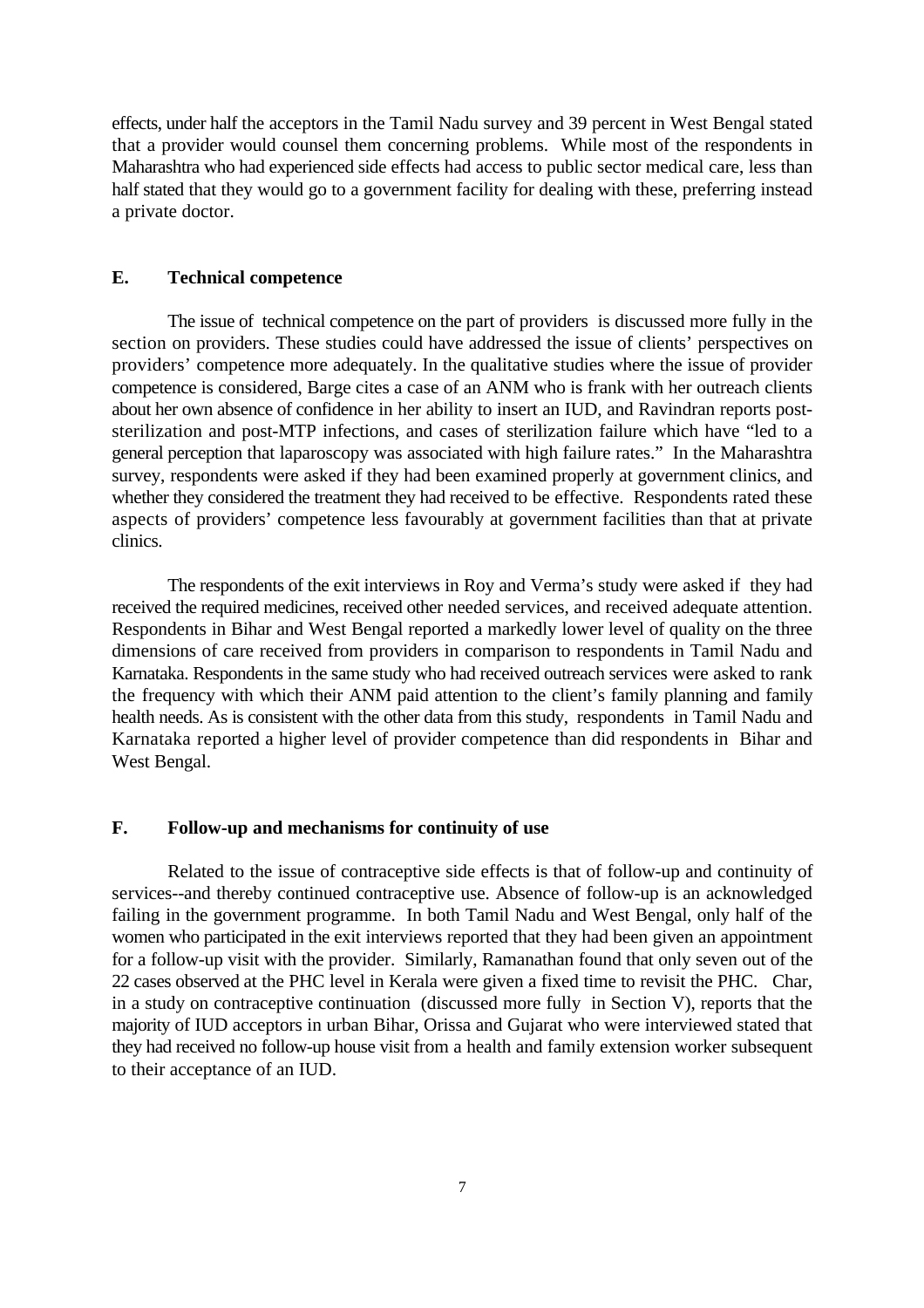effects, under half the acceptors in the Tamil Nadu survey and 39 percent in West Bengal stated that a provider would counsel them concerning problems. While most of the respondents in Maharashtra who had experienced side effects had access to public sector medical care, less than half stated that they would go to a government facility for dealing with these, preferring instead a private doctor.

## E. Technical competence

The issue of technical competence on the part of providers is discussed more fully in the section on providers. These studies could have addressed the issue of clients' perspectives on providers' competence more adequately. In the qualitative studies where the issue of provider competence is considered, Barge cites a case of an ANM who is frank with her outreach clients about her own absence of confidence in her ability to insert an IUD, and Ravindran reports post-sterilization and post-MTP infections, and cases of sterilization failure which have "led to a general perception that laparoscopy was associated with high failure rates." In the Maharashtra survey, respondents were asked if they had been examined properly at government clinics, and whether they considered the treatment they had received to be effective. Respondents rated these aspects of providers' competence less favourably at government facilities than that at private clinics.

The respondents of the exit interviews in Roy and Verma's study were asked if they had received the required medicines, received other needed services, and received adequate attention. Respondents in Bihar and West Bengal reported a markedly lower level of quality on the three dimensions of care received from providers in comparison to respondents in Tamil Nadu and Karnataka. Respondents in the same study who had received outreach services were asked to rank the frequency with which their ANM paid attention to the client's family planning and family health needs. As is consistent with the other data from this study, respondents in Tamil Nadu and Karnataka reported a higher level of provider competence than did respondents in Bihar and West Bengal.

## F. Follow-up and mechanisms for continuity of use

Related to the issue of contraceptive side effects is that of follow-up and continuity of services--and thereby continued contraceptive use. Absence of follow-up is an acknowledged failing in the government programme. In both Tamil Nadu and West Bengal, only half of the women who participated in the exit interviews reported that they had been given an appointment for a follow-up visit with the provider. Similarly, Ramanathan found that only seven out of the 22 cases observed at the PHC level in Kerala were given a fixed time to revisit the PHC. Char, in a study on contraceptive continuation (discussed more fully in Section V), reports that the majority of IUD acceptors in urban Bihar, Orissa and Gujarat who were interviewed stated that they had received no follow-up house visit from a health and family extension worker subsequent to their acceptance of an IUD.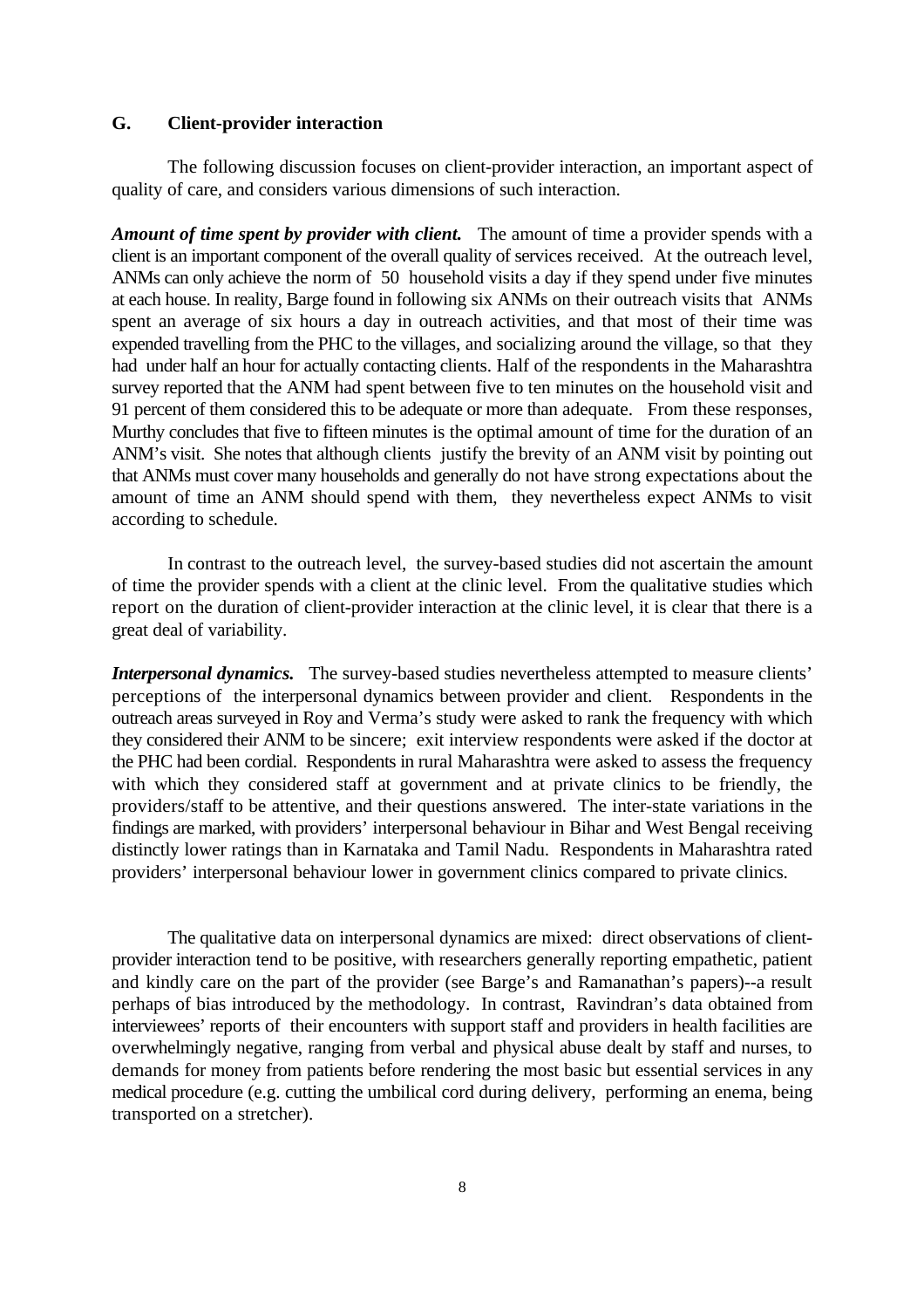## G. Client-provider interaction

The following discussion focuses on client-provider interaction, an important aspect of quality of care, and considers various dimensions of such interaction.

***Amount of time spent by provider with client.*** The amount of time a provider spends with a client is an important component of the overall quality of services received. At the outreach level, ANMs can only achieve the norm of 50 household visits a day if they spend under five minutes at each house. In reality, Barge found in following six ANMs on their outreach visits that ANMs spent an average of six hours a day in outreach activities, and that most of their time was expended travelling from the PHC to the villages, and socializing around the village, so that they had under half an hour for actually contacting clients. Half of the respondents in the Maharashtra survey reported that the ANM had spent between five to ten minutes on the household visit and 91 percent of them considered this to be adequate or more than adequate. From these responses, Murthy concludes that five to fifteen minutes is the optimal amount of time for the duration of an ANM's visit. She notes that although clients justify the brevity of an ANM visit by pointing out that ANMs must cover many households and generally do not have strong expectations about the amount of time an ANM should spend with them, they nevertheless expect ANMs to visit according to schedule.

In contrast to the outreach level, the survey-based studies did not ascertain the amount of time the provider spends with a client at the clinic level. From the qualitative studies which report on the duration of client-provider interaction at the clinic level, it is clear that there is a great deal of variability.

***Interpersonal dynamics.*** The survey-based studies nevertheless attempted to measure clients' perceptions of the interpersonal dynamics between provider and client. Respondents in the outreach areas surveyed in Roy and Verma's study were asked to rank the frequency with which they considered their ANM to be sincere; exit interview respondents were asked if the doctor at the PHC had been cordial. Respondents in rural Maharashtra were asked to assess the frequency with which they considered staff at government and at private clinics to be friendly, the providers/staff to be attentive, and their questions answered. The inter-state variations in the findings are marked, with providers' interpersonal behaviour in Bihar and West Bengal receiving distinctly lower ratings than in Karnataka and Tamil Nadu. Respondents in Maharashtra rated providers' interpersonal behaviour lower in government clinics compared to private clinics.

The qualitative data on interpersonal dynamics are mixed: direct observations of client-provider interaction tend to be positive, with researchers generally reporting empathetic, patient and kindly care on the part of the provider (see Barge's and Ramanathan's papers)--a result perhaps of bias introduced by the methodology. In contrast, Ravindran's data obtained from interviewees' reports of their encounters with support staff and providers in health facilities are overwhelmingly negative, ranging from verbal and physical abuse dealt by staff and nurses, to demands for money from patients before rendering the most basic but essential services in any medical procedure (e.g. cutting the umbilical cord during delivery, performing an enema, being transported on a stretcher).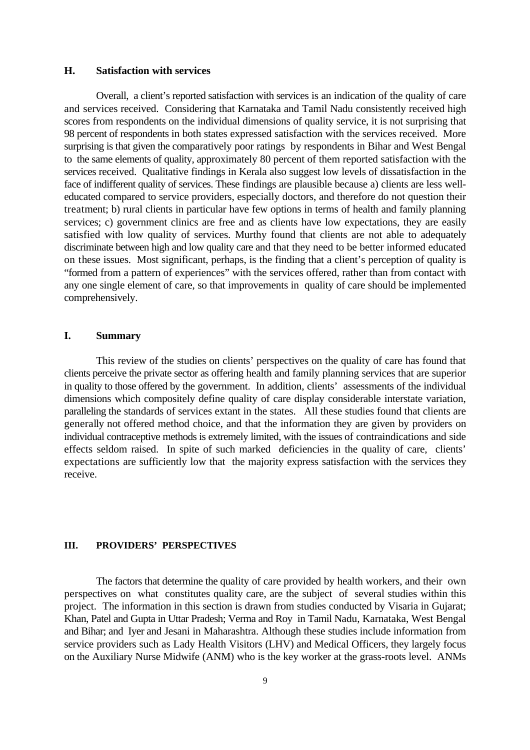### H. Satisfaction with services

Overall, a client's reported satisfaction with services is an indication of the quality of care and services received. Considering that Karnataka and Tamil Nadu consistently received high scores from respondents on the individual dimensions of quality service, it is not surprising that 98 percent of respondents in both states expressed satisfaction with the services received. More surprising is that given the comparatively poor ratings by respondents in Bihar and West Bengal to the same elements of quality, approximately 80 percent of them reported satisfaction with the services received. Qualitative findings in Kerala also suggest low levels of dissatisfaction in the face of indifferent quality of services. These findings are plausible because a) clients are less well-educated compared to service providers, especially doctors, and therefore do not question their treatment; b) rural clients in particular have few options in terms of health and family planning services; c) government clinics are free and as clients have low expectations, they are easily satisfied with low quality of services. Murthy found that clients are not able to adequately discriminate between high and low quality care and that they need to be better informed educated on these issues. Most significant, perhaps, is the finding that a client's perception of quality is "formed from a pattern of experiences" with the services offered, rather than from contact with any one single element of care, so that improvements in quality of care should be implemented comprehensively.

### I. Summary

This review of the studies on clients' perspectives on the quality of care has found that clients perceive the private sector as offering health and family planning services that are superior in quality to those offered by the government. In addition, clients' assessments of the individual dimensions which compositely define quality of care display considerable interstate variation, paralleling the standards of services extant in the states. All these studies found that clients are generally not offered method choice, and that the information they are given by providers on individual contraceptive methods is extremely limited, with the issues of contraindications and side effects seldom raised. In spite of such marked deficiencies in the quality of care, clients' expectations are sufficiently low that the majority express satisfaction with the services they receive.

## III. PROVIDERS' PERSPECTIVES

The factors that determine the quality of care provided by health workers, and their own perspectives on what constitutes quality care, are the subject of several studies within this project. The information in this section is drawn from studies conducted by Visaria in Gujarat; Khan, Patel and Gupta in Uttar Pradesh; Verma and Roy in Tamil Nadu, Karnataka, West Bengal and Bihar; and Iyer and Jesani in Maharashtra. Although these studies include information from service providers such as Lady Health Visitors (LHV) and Medical Officers, they largely focus on the Auxiliary Nurse Midwife (ANM) who is the key worker at the grass-roots level. ANMs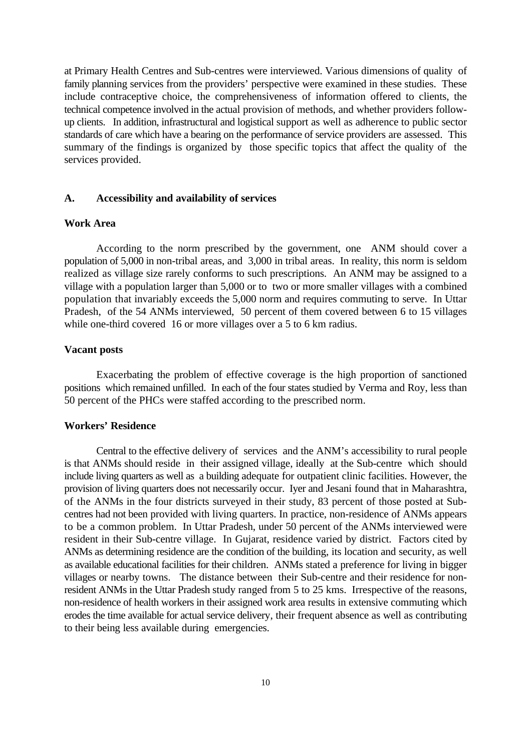at Primary Health Centres and Sub-centres were interviewed. Various dimensions of quality of family planning services from the providers' perspective were examined in these studies. These include contraceptive choice, the comprehensiveness of information offered to clients, the technical competence involved in the actual provision of methods, and whether providers follow-up clients. In addition, infrastructural and logistical support as well as adherence to public sector standards of care which have a bearing on the performance of service providers are assessed. This summary of the findings is organized by those specific topics that affect the quality of the services provided.

## A. Accessibility and availability of services

### Work Area

According to the norm prescribed by the government, one ANM should cover a population of 5,000 in non-tribal areas, and 3,000 in tribal areas. In reality, this norm is seldom realized as village size rarely conforms to such prescriptions. An ANM may be assigned to a village with a population larger than 5,000 or to two or more smaller villages with a combined population that invariably exceeds the 5,000 norm and requires commuting to serve. In Uttar Pradesh, of the 54 ANMs interviewed, 50 percent of them covered between 6 to 15 villages while one-third covered 16 or more villages over a 5 to 6 km radius.

### Vacant posts

Exacerbating the problem of effective coverage is the high proportion of sanctioned positions which remained unfilled. In each of the four states studied by Verma and Roy, less than 50 percent of the PHCs were staffed according to the prescribed norm.

### Workers' Residence

Central to the effective delivery of services and the ANM's accessibility to rural people is that ANMs should reside in their assigned village, ideally at the Sub-centre which should include living quarters as well as a building adequate for outpatient clinic facilities. However, the provision of living quarters does not necessarily occur. Iyer and Jesani found that in Maharashtra, of the ANMs in the four districts surveyed in their study, 83 percent of those posted at Sub-centres had not been provided with living quarters. In practice, non-residence of ANMs appears to be a common problem. In Uttar Pradesh, under 50 percent of the ANMs interviewed were resident in their Sub-centre village. In Gujarat, residence varied by district. Factors cited by ANMs as determining residence are the condition of the building, its location and security, as well as available educational facilities for their children. ANMs stated a preference for living in bigger villages or nearby towns. The distance between their Sub-centre and their residence for non-resident ANMs in the Uttar Pradesh study ranged from 5 to 25 kms. Irrespective of the reasons, non-residence of health workers in their assigned work area results in extensive commuting which erodes the time available for actual service delivery, their frequent absence as well as contributing to their being less available during emergencies.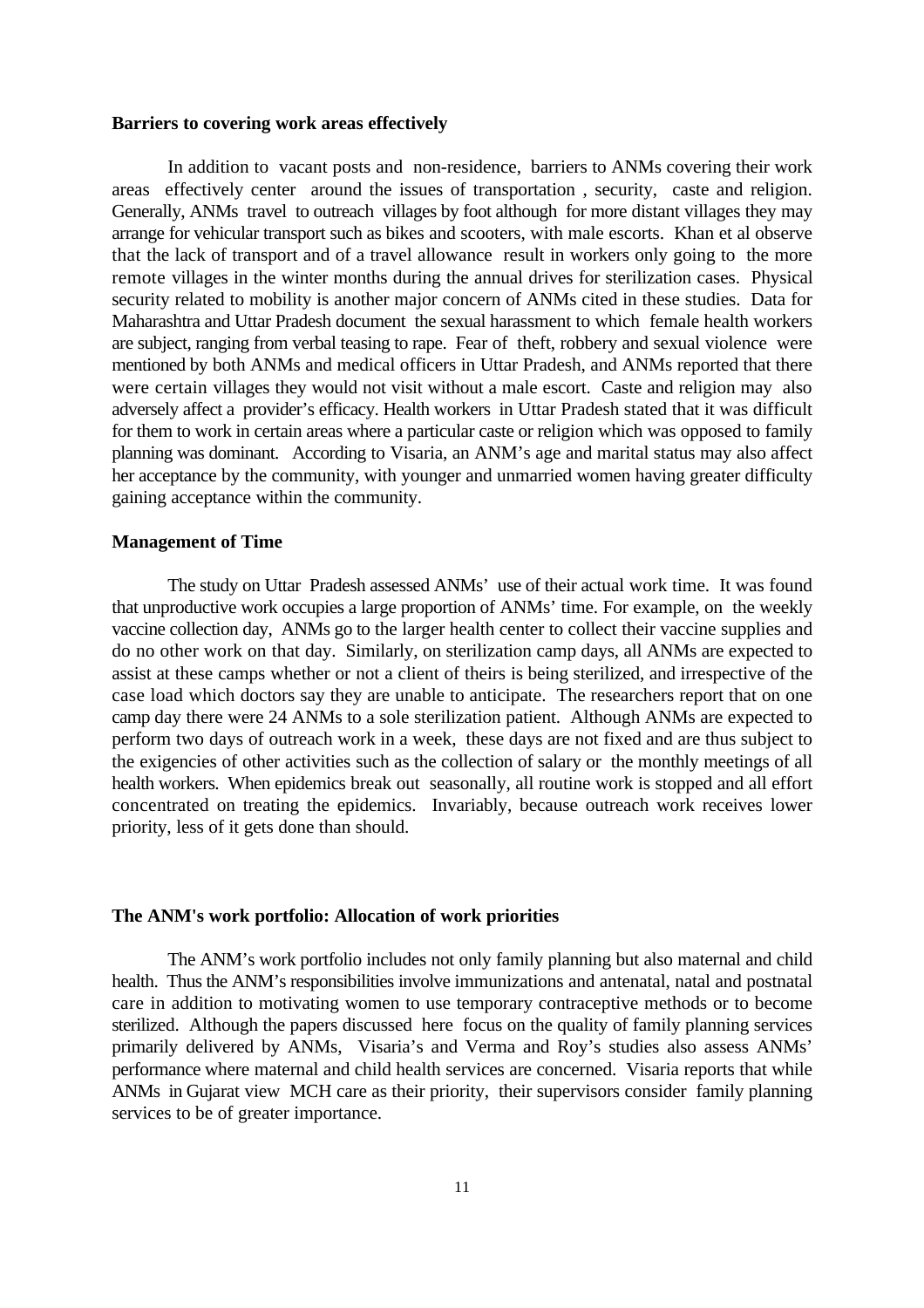**Barriers to covering work areas effectively**

In addition to vacant posts and non-residence, barriers to ANMs covering their work areas effectively center around the issues of transportation , security, caste and religion. Generally, ANMs travel to outreach villages by foot although for more distant villages they may arrange for vehicular transport such as bikes and scooters, with male escorts. Khan et al observe that the lack of transport and of a travel allowance result in workers only going to the more remote villages in the winter months during the annual drives for sterilization cases. Physical security related to mobility is another major concern of ANMs cited in these studies. Data for Maharashtra and Uttar Pradesh document the sexual harassment to which female health workers are subject, ranging from verbal teasing to rape. Fear of theft, robbery and sexual violence were mentioned by both ANMs and medical officers in Uttar Pradesh, and ANMs reported that there were certain villages they would not visit without a male escort. Caste and religion may also adversely affect a provider's efficacy. Health workers in Uttar Pradesh stated that it was difficult for them to work in certain areas where a particular caste or religion which was opposed to family planning was dominant. According to Visaria, an ANM's age and marital status may also affect her acceptance by the community, with younger and unmarried women having greater difficulty gaining acceptance within the community.

**Management of Time**

The study on Uttar Pradesh assessed ANMs' use of their actual work time. It was found that unproductive work occupies a large proportion of ANMs' time. For example, on the weekly vaccine collection day, ANMs go to the larger health center to collect their vaccine supplies and do no other work on that day. Similarly, on sterilization camp days, all ANMs are expected to assist at these camps whether or not a client of theirs is being sterilized, and irrespective of the case load which doctors say they are unable to anticipate. The researchers report that on one camp day there were 24 ANMs to a sole sterilization patient. Although ANMs are expected to perform two days of outreach work in a week, these days are not fixed and are thus subject to the exigencies of other activities such as the collection of salary or the monthly meetings of all health workers. When epidemics break out seasonally, all routine work is stopped and all effort concentrated on treating the epidemics. Invariably, because outreach work receives lower priority, less of it gets done than should.

**The ANM's work portfolio: Allocation of work priorities**

The ANM's work portfolio includes not only family planning but also maternal and child health. Thus the ANM's responsibilities involve immunizations and antenatal, natal and postnatal care in addition to motivating women to use temporary contraceptive methods or to become sterilized. Although the papers discussed here focus on the quality of family planning services primarily delivered by ANMs, Visaria's and Verma and Roy's studies also assess ANMs' performance where maternal and child health services are concerned. Visaria reports that while ANMs in Gujarat view MCH care as their priority, their supervisors consider family planning services to be of greater importance.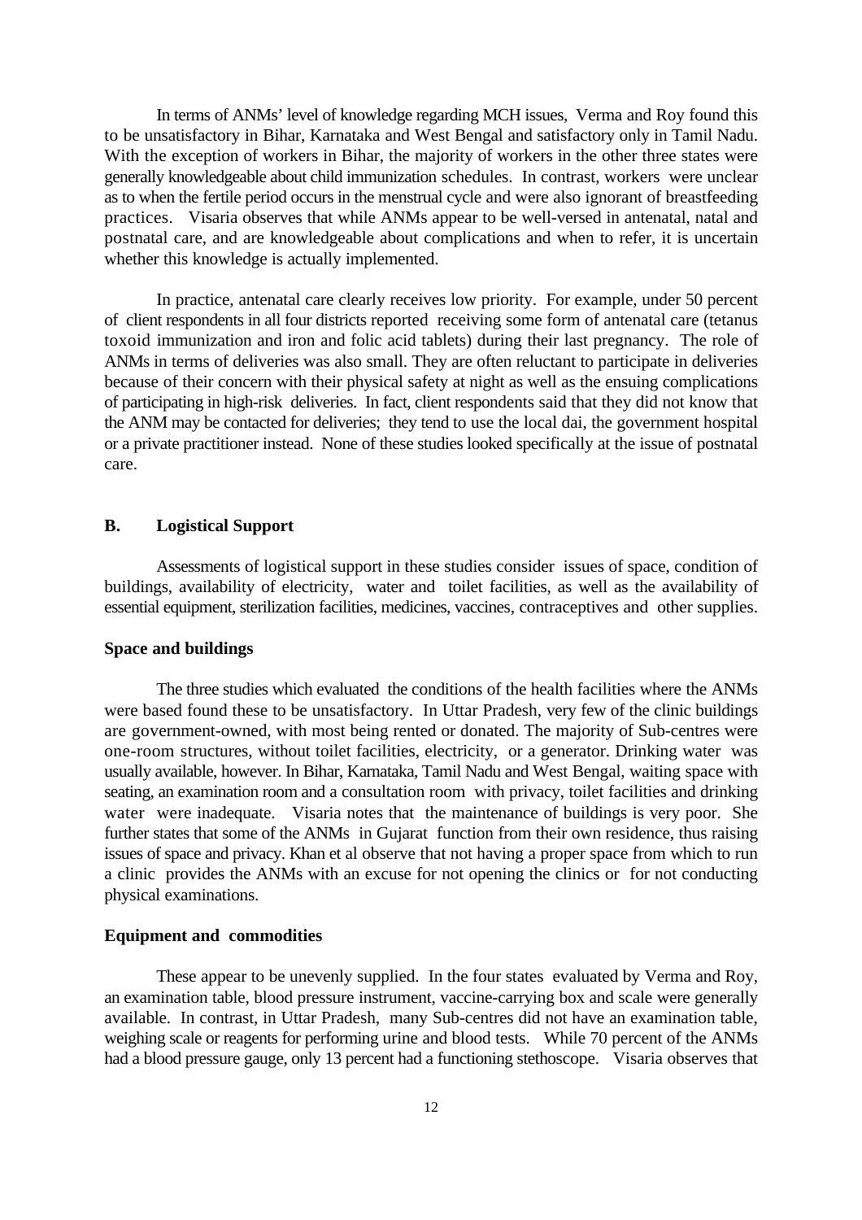In terms of ANMs' level of knowledge regarding MCH issues, Verma and Roy found this to be unsatisfactory in Bihar, Karnataka and West Bengal and satisfactory only in Tamil Nadu. With the exception of workers in Bihar, the majority of workers in the other three states were generally knowledgeable about child immunization schedules. In contrast, workers were unclear as to when the fertile period occurs in the menstrual cycle and were also ignorant of breastfeeding practices. Visaria observes that while ANMs appear to be well-versed in antenatal, natal and postnatal care, and are knowledgeable about complications and when to refer, it is uncertain whether this knowledge is actually implemented.

In practice, antenatal care clearly receives low priority. For example, under 50 percent of client respondents in all four districts reported receiving some form of antenatal care (tetanus toxoid immunization and iron and folic acid tablets) during their last pregnancy. The role of ANMs in terms of deliveries was also small. They are often reluctant to participate in deliveries because of their concern with their physical safety at night as well as the ensuing complications of participating in high-risk deliveries. In fact, client respondents said that they did not know that the ANM may be contacted for deliveries; they tend to use the local dai, the government hospital or a private practitioner instead. None of these studies looked specifically at the issue of postnatal care.

## B. Logistical Support

Assessments of logistical support in these studies consider issues of space, condition of buildings, availability of electricity, water and toilet facilities, as well as the availability of essential equipment, sterilization facilities, medicines, vaccines, contraceptives and other supplies.

### Space and buildings

The three studies which evaluated the conditions of the health facilities where the ANMs were based found these to be unsatisfactory. In Uttar Pradesh, very few of the clinic buildings are government-owned, with most being rented or donated. The majority of Sub-centres were one-room structures, without toilet facilities, electricity, or a generator. Drinking water was usually available, however. In Bihar, Karnataka, Tamil Nadu and West Bengal, waiting space with seating, an examination room and a consultation room with privacy, toilet facilities and drinking water were inadequate. Visaria notes that the maintenance of buildings is very poor. She further states that some of the ANMs in Gujarat function from their own residence, thus raising issues of space and privacy. Khan et al observe that not having a proper space from which to run a clinic provides the ANMs with an excuse for not opening the clinics or for not conducting physical examinations.

### Equipment and commodities

These appear to be unevenly supplied. In the four states evaluated by Verma and Roy, an examination table, blood pressure instrument, vaccine-carrying box and scale were generally available. In contrast, in Uttar Pradesh, many Sub-centres did not have an examination table, weighing scale or reagents for performing urine and blood tests. While 70 percent of the ANMs had a blood pressure gauge, only 13 percent had a functioning stethoscope. Visaria observes that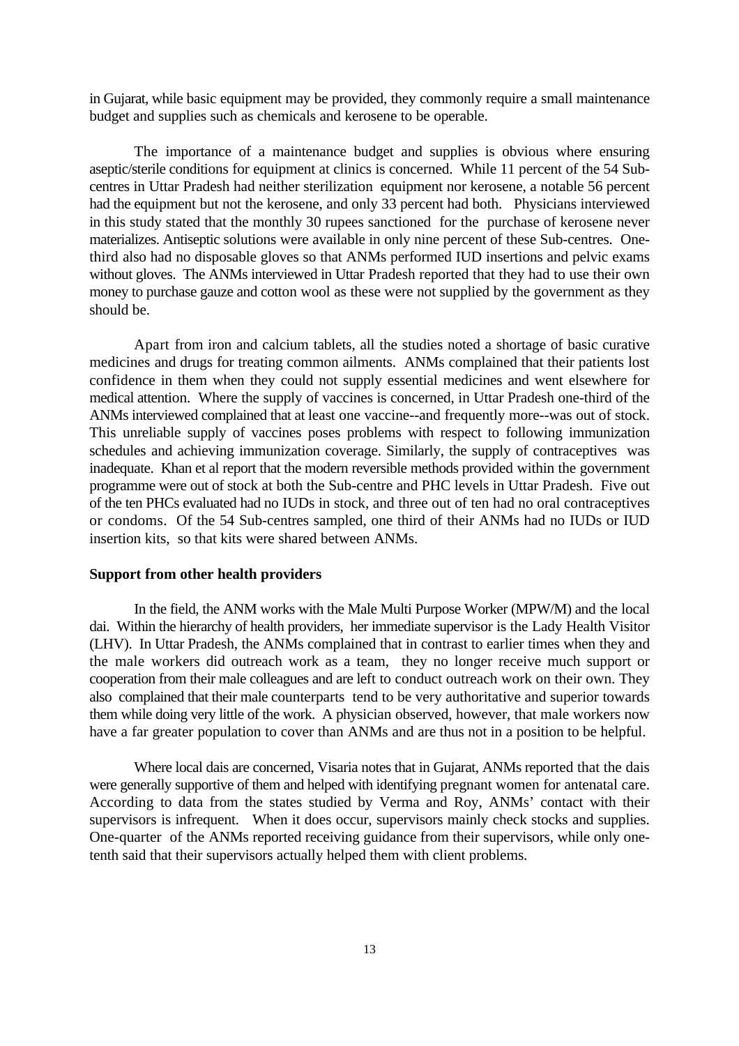in Gujarat, while basic equipment may be provided, they commonly require a small maintenance budget and supplies such as chemicals and kerosene to be operable.

The importance of a maintenance budget and supplies is obvious where ensuring aseptic/sterile conditions for equipment at clinics is concerned. While 11 percent of the 54 Sub-centres in Uttar Pradesh had neither sterilization equipment nor kerosene, a notable 56 percent had the equipment but not the kerosene, and only 33 percent had both. Physicians interviewed in this study stated that the monthly 30 rupees sanctioned for the purchase of kerosene never materializes. Antiseptic solutions were available in only nine percent of these Sub-centres. One-third also had no disposable gloves so that ANMs performed IUD insertions and pelvic exams without gloves. The ANMs interviewed in Uttar Pradesh reported that they had to use their own money to purchase gauze and cotton wool as these were not supplied by the government as they should be.

Apart from iron and calcium tablets, all the studies noted a shortage of basic curative medicines and drugs for treating common ailments. ANMs complained that their patients lost confidence in them when they could not supply essential medicines and went elsewhere for medical attention. Where the supply of vaccines is concerned, in Uttar Pradesh one-third of the ANMs interviewed complained that at least one vaccine--and frequently more--was out of stock. This unreliable supply of vaccines poses problems with respect to following immunization schedules and achieving immunization coverage. Similarly, the supply of contraceptives was inadequate. Khan et al report that the modern reversible methods provided within the government programme were out of stock at both the Sub-centre and PHC levels in Uttar Pradesh. Five out of the ten PHCs evaluated had no IUDs in stock, and three out of ten had no oral contraceptives or condoms. Of the 54 Sub-centres sampled, one third of their ANMs had no IUDs or IUD insertion kits, so that kits were shared between ANMs.

**Support from other health providers**

In the field, the ANM works with the Male Multi Purpose Worker (MPW/M) and the local dai. Within the hierarchy of health providers, her immediate supervisor is the Lady Health Visitor (LHV). In Uttar Pradesh, the ANMs complained that in contrast to earlier times when they and the male workers did outreach work as a team, they no longer receive much support or cooperation from their male colleagues and are left to conduct outreach work on their own. They also complained that their male counterparts tend to be very authoritative and superior towards them while doing very little of the work. A physician observed, however, that male workers now have a far greater population to cover than ANMs and are thus not in a position to be helpful.

Where local dais are concerned, Visaria notes that in Gujarat, ANMs reported that the dais were generally supportive of them and helped with identifying pregnant women for antenatal care. According to data from the states studied by Verma and Roy, ANMs' contact with their supervisors is infrequent. When it does occur, supervisors mainly check stocks and supplies. One-quarter of the ANMs reported receiving guidance from their supervisors, while only one-tenth said that their supervisors actually helped them with client problems.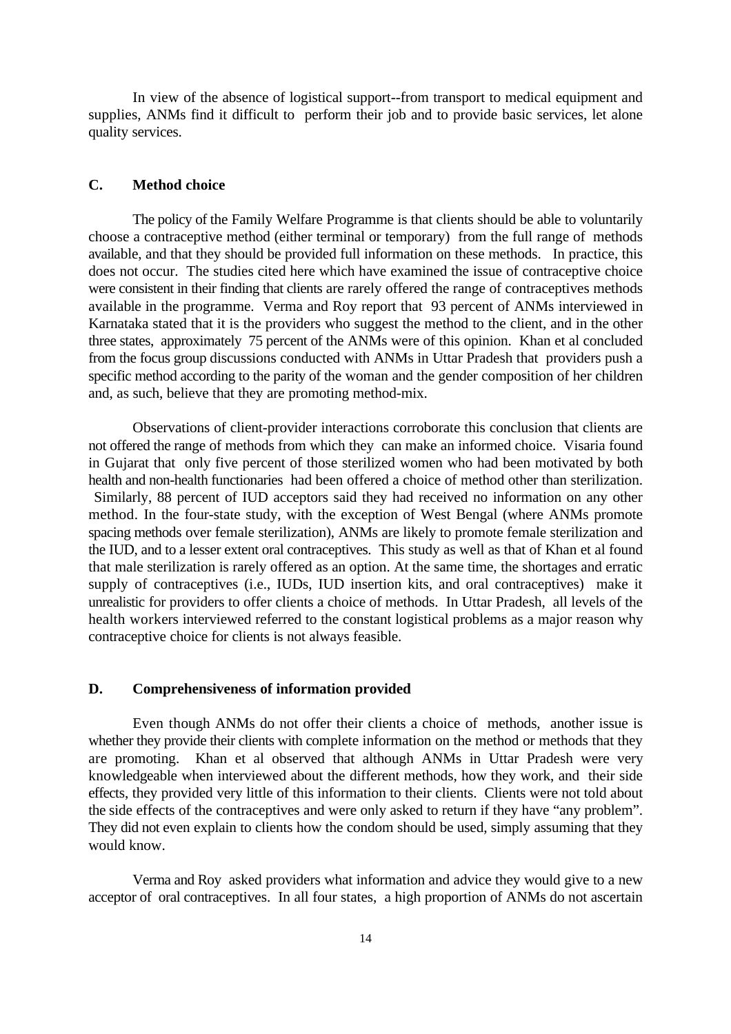In view of the absence of logistical support--from transport to medical equipment and supplies, ANMs find it difficult to perform their job and to provide basic services, let alone quality services.

## C. Method choice

The policy of the Family Welfare Programme is that clients should be able to voluntarily choose a contraceptive method (either terminal or temporary) from the full range of methods available, and that they should be provided full information on these methods. In practice, this does not occur. The studies cited here which have examined the issue of contraceptive choice were consistent in their finding that clients are rarely offered the range of contraceptives methods available in the programme. Verma and Roy report that 93 percent of ANMs interviewed in Karnataka stated that it is the providers who suggest the method to the client, and in the other three states, approximately 75 percent of the ANMs were of this opinion. Khan et al concluded from the focus group discussions conducted with ANMs in Uttar Pradesh that providers push a specific method according to the parity of the woman and the gender composition of her children and, as such, believe that they are promoting method-mix.

Observations of client-provider interactions corroborate this conclusion that clients are not offered the range of methods from which they can make an informed choice. Visaria found in Gujarat that only five percent of those sterilized women who had been motivated by both health and non-health functionaries had been offered a choice of method other than sterilization. Similarly, 88 percent of IUD acceptors said they had received no information on any other method. In the four-state study, with the exception of West Bengal (where ANMs promote spacing methods over female sterilization), ANMs are likely to promote female sterilization and the IUD, and to a lesser extent oral contraceptives. This study as well as that of Khan et al found that male sterilization is rarely offered as an option. At the same time, the shortages and erratic supply of contraceptives (i.e., IUDs, IUD insertion kits, and oral contraceptives) make it unrealistic for providers to offer clients a choice of methods. In Uttar Pradesh, all levels of the health workers interviewed referred to the constant logistical problems as a major reason why contraceptive choice for clients is not always feasible.

## D. Comprehensiveness of information provided

Even though ANMs do not offer their clients a choice of methods, another issue is whether they provide their clients with complete information on the method or methods that they are promoting. Khan et al observed that although ANMs in Uttar Pradesh were very knowledgeable when interviewed about the different methods, how they work, and their side effects, they provided very little of this information to their clients. Clients were not told about the side effects of the contraceptives and were only asked to return if they have "any problem". They did not even explain to clients how the condom should be used, simply assuming that they would know.

Verma and Roy asked providers what information and advice they would give to a new acceptor of oral contraceptives. In all four states, a high proportion of ANMs do not ascertain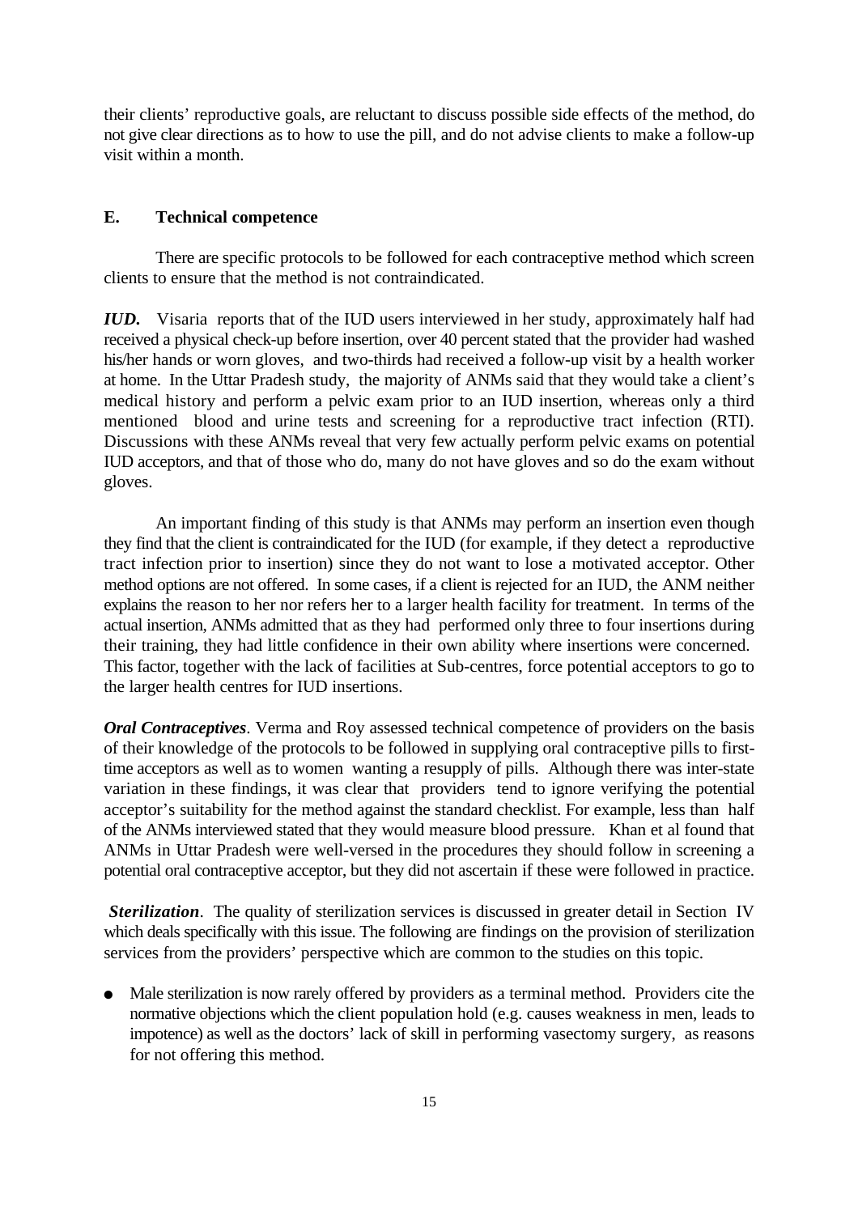their clients' reproductive goals, are reluctant to discuss possible side effects of the method, do not give clear directions as to how to use the pill, and do not advise clients to make a follow-up visit within a month.

## E. Technical competence

There are specific protocols to be followed for each contraceptive method which screen clients to ensure that the method is not contraindicated.

***IUD.*** Visaria reports that of the IUD users interviewed in her study, approximately half had received a physical check-up before insertion, over 40 percent stated that the provider had washed his/her hands or worn gloves, and two-thirds had received a follow-up visit by a health worker at home. In the Uttar Pradesh study, the majority of ANMs said that they would take a client's medical history and perform a pelvic exam prior to an IUD insertion, whereas only a third mentioned blood and urine tests and screening for a reproductive tract infection (RTI). Discussions with these ANMs reveal that very few actually perform pelvic exams on potential IUD acceptors, and that of those who do, many do not have gloves and so do the exam without gloves.

An important finding of this study is that ANMs may perform an insertion even though they find that the client is contraindicated for the IUD (for example, if they detect a reproductive tract infection prior to insertion) since they do not want to lose a motivated acceptor. Other method options are not offered. In some cases, if a client is rejected for an IUD, the ANM neither explains the reason to her nor refers her to a larger health facility for treatment. In terms of the actual insertion, ANMs admitted that as they had performed only three to four insertions during their training, they had little confidence in their own ability where insertions were concerned. This factor, together with the lack of facilities at Sub-centres, force potential acceptors to go to the larger health centres for IUD insertions.

***Oral Contraceptives***. Verma and Roy assessed technical competence of providers on the basis of their knowledge of the protocols to be followed in supplying oral contraceptive pills to first-time acceptors as well as to women wanting a resupply of pills. Although there was inter-state variation in these findings, it was clear that providers tend to ignore verifying the potential acceptor's suitability for the method against the standard checklist. For example, less than half of the ANMs interviewed stated that they would measure blood pressure. Khan et al found that ANMs in Uttar Pradesh were well-versed in the procedures they should follow in screening a potential oral contraceptive acceptor, but they did not ascertain if these were followed in practice.

***Sterilization***. The quality of sterilization services is discussed in greater detail in Section IV which deals specifically with this issue. The following are findings on the provision of sterilization services from the providers' perspective which are common to the studies on this topic.

- Male sterilization is now rarely offered by providers as a terminal method. Providers cite the normative objections which the client population hold (e.g. causes weakness in men, leads to impotence) as well as the doctors' lack of skill in performing vasectomy surgery, as reasons for not offering this method.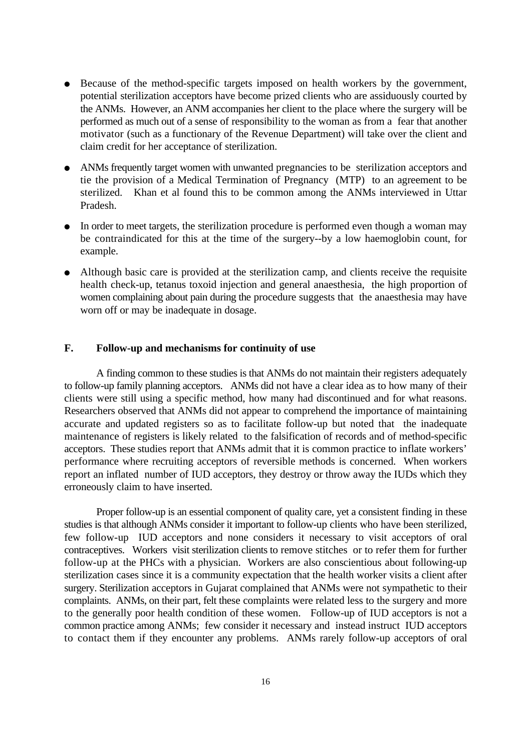- Because of the method-specific targets imposed on health workers by the government, potential sterilization acceptors have become prized clients who are assiduously courted by the ANMs. However, an ANM accompanies her client to the place where the surgery will be performed as much out of a sense of responsibility to the woman as from a fear that another motivator (such as a functionary of the Revenue Department) will take over the client and claim credit for her acceptance of sterilization.

- ANMs frequently target women with unwanted pregnancies to be sterilization acceptors and tie the provision of a Medical Termination of Pregnancy (MTP) to an agreement to be sterilized. Khan et al found this to be common among the ANMs interviewed in Uttar Pradesh.

- In order to meet targets, the sterilization procedure is performed even though a woman may be contraindicated for this at the time of the surgery--by a low haemoglobin count, for example.

- Although basic care is provided at the sterilization camp, and clients receive the requisite health check-up, tetanus toxoid injection and general anaesthesia, the high proportion of women complaining about pain during the procedure suggests that the anaesthesia may have worn off or may be inadequate in dosage.

### F. Follow-up and mechanisms for continuity of use

A finding common to these studies is that ANMs do not maintain their registers adequately to follow-up family planning acceptors. ANMs did not have a clear idea as to how many of their clients were still using a specific method, how many had discontinued and for what reasons. Researchers observed that ANMs did not appear to comprehend the importance of maintaining accurate and updated registers so as to facilitate follow-up but noted that the inadequate maintenance of registers is likely related to the falsification of records and of method-specific acceptors. These studies report that ANMs admit that it is common practice to inflate workers' performance where recruiting acceptors of reversible methods is concerned. When workers report an inflated number of IUD acceptors, they destroy or throw away the IUDs which they erroneously claim to have inserted.

Proper follow-up is an essential component of quality care, yet a consistent finding in these studies is that although ANMs consider it important to follow-up clients who have been sterilized, few follow-up IUD acceptors and none considers it necessary to visit acceptors of oral contraceptives. Workers visit sterilization clients to remove stitches or to refer them for further follow-up at the PHCs with a physician. Workers are also conscientious about following-up sterilization cases since it is a community expectation that the health worker visits a client after surgery. Sterilization acceptors in Gujarat complained that ANMs were not sympathetic to their complaints. ANMs, on their part, felt these complaints were related less to the surgery and more to the generally poor health condition of these women. Follow-up of IUD acceptors is not a common practice among ANMs; few consider it necessary and instead instruct IUD acceptors to contact them if they encounter any problems. ANMs rarely follow-up acceptors of oral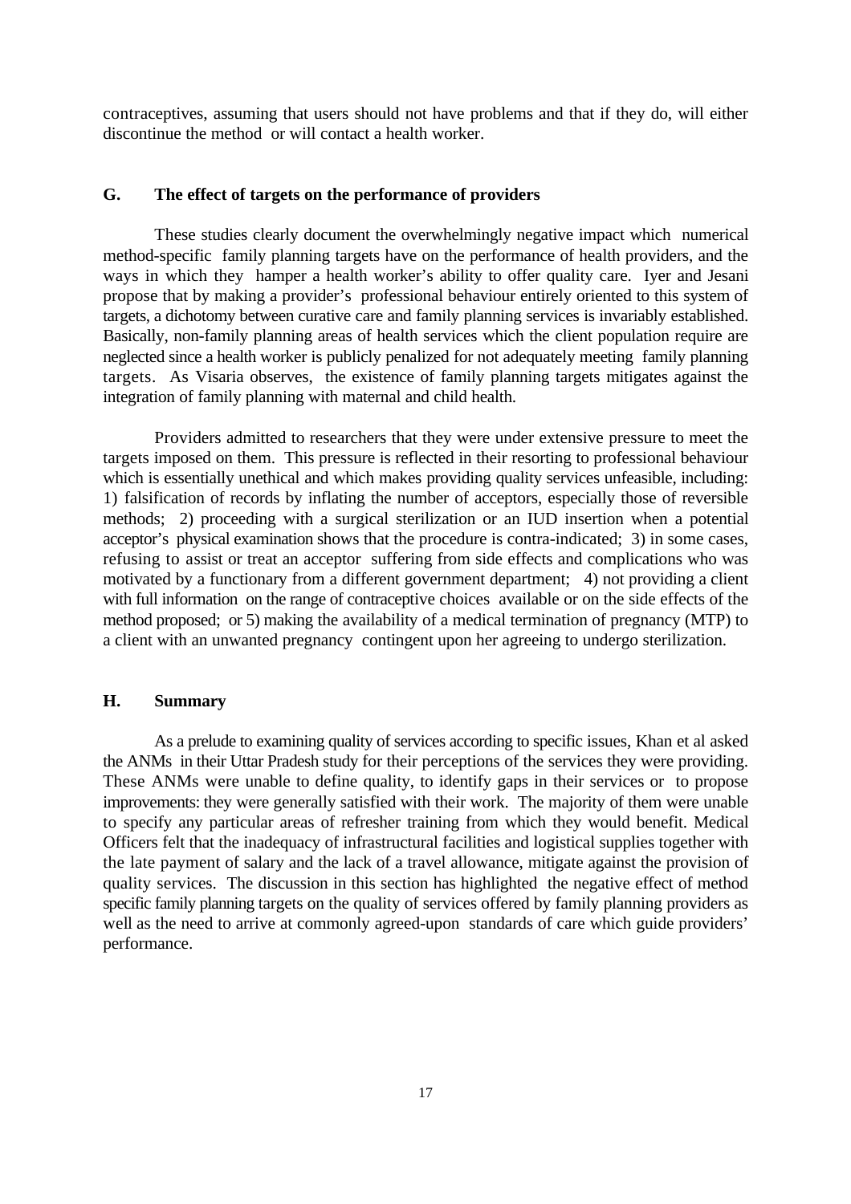contraceptives, assuming that users should not have problems and that if they do, will either discontinue the method or will contact a health worker.

## G. The effect of targets on the performance of providers

These studies clearly document the overwhelmingly negative impact which numerical method-specific family planning targets have on the performance of health providers, and the ways in which they hamper a health worker's ability to offer quality care. Iyer and Jesani propose that by making a provider's professional behaviour entirely oriented to this system of targets, a dichotomy between curative care and family planning services is invariably established. Basically, non-family planning areas of health services which the client population require are neglected since a health worker is publicly penalized for not adequately meeting family planning targets. As Visaria observes, the existence of family planning targets mitigates against the integration of family planning with maternal and child health.

Providers admitted to researchers that they were under extensive pressure to meet the targets imposed on them. This pressure is reflected in their resorting to professional behaviour which is essentially unethical and which makes providing quality services unfeasible, including: 1) falsification of records by inflating the number of acceptors, especially those of reversible methods; 2) proceeding with a surgical sterilization or an IUD insertion when a potential acceptor's physical examination shows that the procedure is contra-indicated; 3) in some cases, refusing to assist or treat an acceptor suffering from side effects and complications who was motivated by a functionary from a different government department; 4) not providing a client with full information on the range of contraceptive choices available or on the side effects of the method proposed; or 5) making the availability of a medical termination of pregnancy (MTP) to a client with an unwanted pregnancy contingent upon her agreeing to undergo sterilization.

## H. Summary

As a prelude to examining quality of services according to specific issues, Khan et al asked the ANMs in their Uttar Pradesh study for their perceptions of the services they were providing. These ANMs were unable to define quality, to identify gaps in their services or to propose improvements: they were generally satisfied with their work. The majority of them were unable to specify any particular areas of refresher training from which they would benefit. Medical Officers felt that the inadequacy of infrastructural facilities and logistical supplies together with the late payment of salary and the lack of a travel allowance, mitigate against the provision of quality services. The discussion in this section has highlighted the negative effect of method specific family planning targets on the quality of services offered by family planning providers as well as the need to arrive at commonly agreed-upon standards of care which guide providers' performance.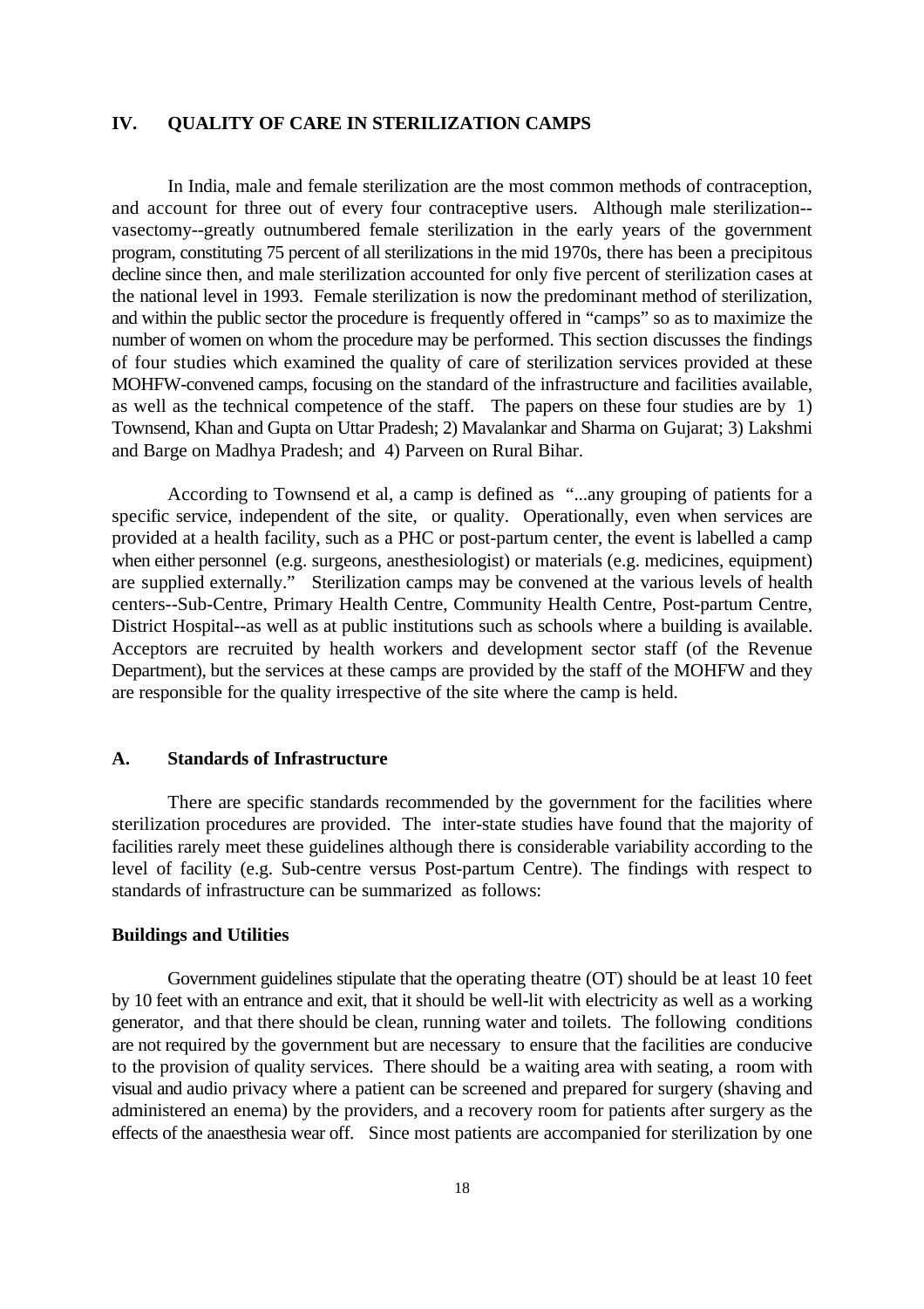## IV. QUALITY OF CARE IN STERILIZATION CAMPS

In India, male and female sterilization are the most common methods of contraception, and account for three out of every four contraceptive users. Although male sterilization--vasectomy--greatly outnumbered female sterilization in the early years of the government program, constituting 75 percent of all sterilizations in the mid 1970s, there has been a precipitous decline since then, and male sterilization accounted for only five percent of sterilization cases at the national level in 1993. Female sterilization is now the predominant method of sterilization, and within the public sector the procedure is frequently offered in "camps" so as to maximize the number of women on whom the procedure may be performed. This section discusses the findings of four studies which examined the quality of care of sterilization services provided at these MOHFW-convened camps, focusing on the standard of the infrastructure and facilities available, as well as the technical competence of the staff. The papers on these four studies are by 1) Townsend, Khan and Gupta on Uttar Pradesh; 2) Mavalankar and Sharma on Gujarat; 3) Lakshmi and Barge on Madhya Pradesh; and 4) Parveen on Rural Bihar.

According to Townsend et al, a camp is defined as "...any grouping of patients for a specific service, independent of the site, or quality. Operationally, even when services are provided at a health facility, such as a PHC or post-partum center, the event is labelled a camp when either personnel (e.g. surgeons, anesthesiologist) or materials (e.g. medicines, equipment) are supplied externally." Sterilization camps may be convened at the various levels of health centers--Sub-Centre, Primary Health Centre, Community Health Centre, Post-partum Centre, District Hospital--as well as at public institutions such as schools where a building is available. Acceptors are recruited by health workers and development sector staff (of the Revenue Department), but the services at these camps are provided by the staff of the MOHFW and they are responsible for the quality irrespective of the site where the camp is held.

### A. Standards of Infrastructure

There are specific standards recommended by the government for the facilities where sterilization procedures are provided. The inter-state studies have found that the majority of facilities rarely meet these guidelines although there is considerable variability according to the level of facility (e.g. Sub-centre versus Post-partum Centre). The findings with respect to standards of infrastructure can be summarized as follows:

#### Buildings and Utilities

Government guidelines stipulate that the operating theatre (OT) should be at least 10 feet by 10 feet with an entrance and exit, that it should be well-lit with electricity as well as a working generator, and that there should be clean, running water and toilets. The following conditions are not required by the government but are necessary to ensure that the facilities are conducive to the provision of quality services. There should be a waiting area with seating, a room with visual and audio privacy where a patient can be screened and prepared for surgery (shaving and administered an enema) by the providers, and a recovery room for patients after surgery as the effects of the anaesthesia wear off. Since most patients are accompanied for sterilization by one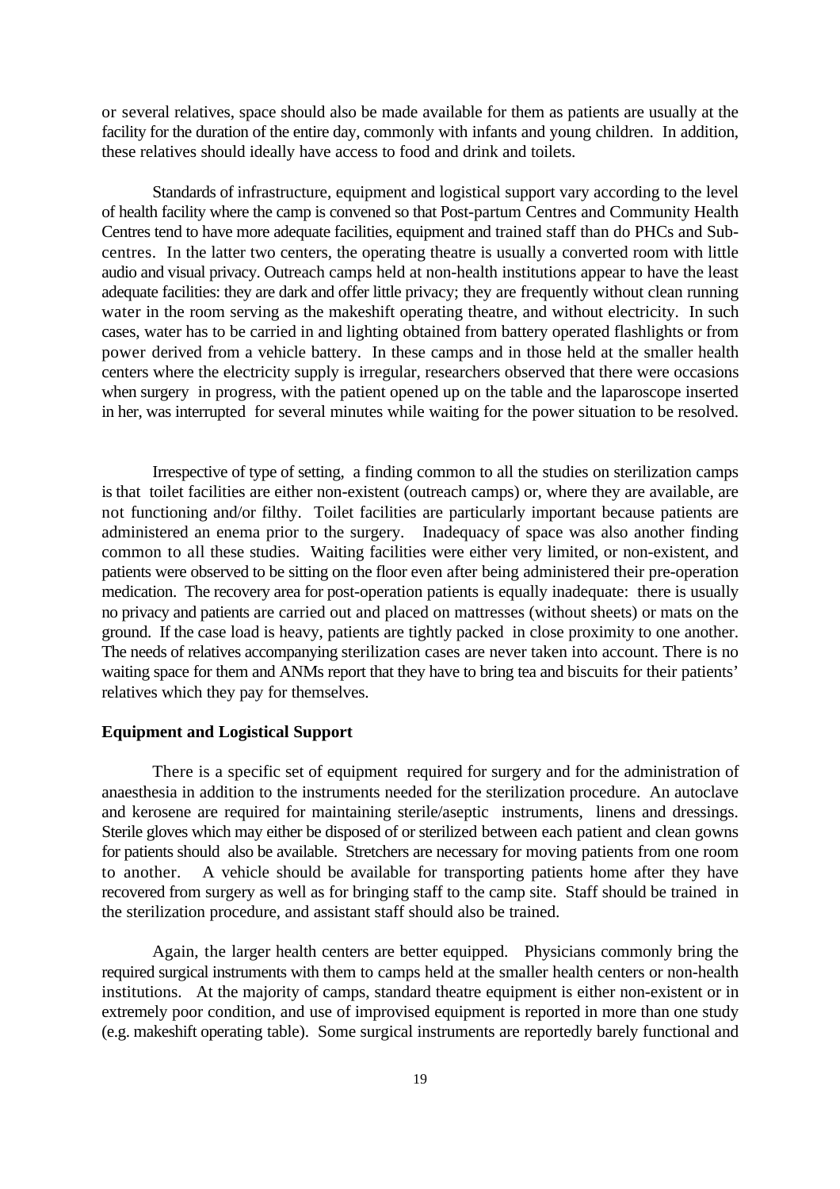or several relatives, space should also be made available for them as patients are usually at the facility for the duration of the entire day, commonly with infants and young children. In addition, these relatives should ideally have access to food and drink and toilets.

Standards of infrastructure, equipment and logistical support vary according to the level of health facility where the camp is convened so that Post-partum Centres and Community Health Centres tend to have more adequate facilities, equipment and trained staff than do PHCs and Sub-centres. In the latter two centers, the operating theatre is usually a converted room with little audio and visual privacy. Outreach camps held at non-health institutions appear to have the least adequate facilities: they are dark and offer little privacy; they are frequently without clean running water in the room serving as the makeshift operating theatre, and without electricity. In such cases, water has to be carried in and lighting obtained from battery operated flashlights or from power derived from a vehicle battery. In these camps and in those held at the smaller health centers where the electricity supply is irregular, researchers observed that there were occasions when surgery in progress, with the patient opened up on the table and the laparoscope inserted in her, was interrupted for several minutes while waiting for the power situation to be resolved.

Irrespective of type of setting, a finding common to all the studies on sterilization camps is that toilet facilities are either non-existent (outreach camps) or, where they are available, are not functioning and/or filthy. Toilet facilities are particularly important because patients are administered an enema prior to the surgery. Inadequacy of space was also another finding common to all these studies. Waiting facilities were either very limited, or non-existent, and patients were observed to be sitting on the floor even after being administered their pre-operation medication. The recovery area for post-operation patients is equally inadequate: there is usually no privacy and patients are carried out and placed on mattresses (without sheets) or mats on the ground. If the case load is heavy, patients are tightly packed in close proximity to one another. The needs of relatives accompanying sterilization cases are never taken into account. There is no waiting space for them and ANMs report that they have to bring tea and biscuits for their patients' relatives which they pay for themselves.

**Equipment and Logistical Support**

There is a specific set of equipment required for surgery and for the administration of anaesthesia in addition to the instruments needed for the sterilization procedure. An autoclave and kerosene are required for maintaining sterile/aseptic instruments, linens and dressings. Sterile gloves which may either be disposed of or sterilized between each patient and clean gowns for patients should also be available. Stretchers are necessary for moving patients from one room to another. A vehicle should be available for transporting patients home after they have recovered from surgery as well as for bringing staff to the camp site. Staff should be trained in the sterilization procedure, and assistant staff should also be trained.

Again, the larger health centers are better equipped. Physicians commonly bring the required surgical instruments with them to camps held at the smaller health centers or non-health institutions. At the majority of camps, standard theatre equipment is either non-existent or in extremely poor condition, and use of improvised equipment is reported in more than one study (e.g. makeshift operating table). Some surgical instruments are reportedly barely functional and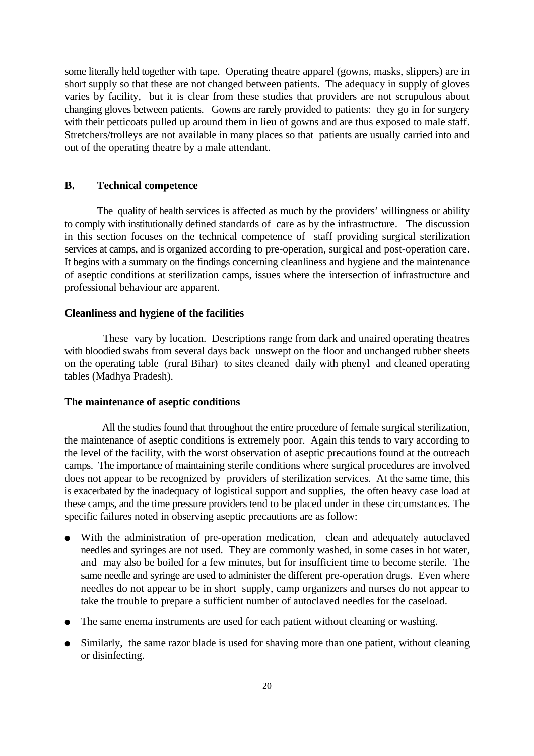some literally held together with tape. Operating theatre apparel (gowns, masks, slippers) are in short supply so that these are not changed between patients. The adequacy in supply of gloves varies by facility, but it is clear from these studies that providers are not scrupulous about changing gloves between patients. Gowns are rarely provided to patients: they go in for surgery with their petticoats pulled up around them in lieu of gowns and are thus exposed to male staff. Stretchers/trolleys are not available in many places so that patients are usually carried into and out of the operating theatre by a male attendant.

## B. Technical competence

The quality of health services is affected as much by the providers' willingness or ability to comply with institutionally defined standards of care as by the infrastructure. The discussion in this section focuses on the technical competence of staff providing surgical sterilization services at camps, and is organized according to pre-operation, surgical and post-operation care. It begins with a summary on the findings concerning cleanliness and hygiene and the maintenance of aseptic conditions at sterilization camps, issues where the intersection of infrastructure and professional behaviour are apparent.

### Cleanliness and hygiene of the facilities

These vary by location. Descriptions range from dark and unaired operating theatres with bloodied swabs from several days back unswept on the floor and unchanged rubber sheets on the operating table (rural Bihar) to sites cleaned daily with phenyl and cleaned operating tables (Madhya Pradesh).

### The maintenance of aseptic conditions

All the studies found that throughout the entire procedure of female surgical sterilization, the maintenance of aseptic conditions is extremely poor. Again this tends to vary according to the level of the facility, with the worst observation of aseptic precautions found at the outreach camps. The importance of maintaining sterile conditions where surgical procedures are involved does not appear to be recognized by providers of sterilization services. At the same time, this is exacerbated by the inadequacy of logistical support and supplies, the often heavy case load at these camps, and the time pressure providers tend to be placed under in these circumstances. The specific failures noted in observing aseptic precautions are as follow:

- With the administration of pre-operation medication, clean and adequately autoclaved needles and syringes are not used. They are commonly washed, in some cases in hot water, and may also be boiled for a few minutes, but for insufficient time to become sterile. The same needle and syringe are used to administer the different pre-operation drugs. Even where needles do not appear to be in short supply, camp organizers and nurses do not appear to take the trouble to prepare a sufficient number of autoclaved needles for the caseload.
- The same enema instruments are used for each patient without cleaning or washing.
- Similarly, the same razor blade is used for shaving more than one patient, without cleaning or disinfecting.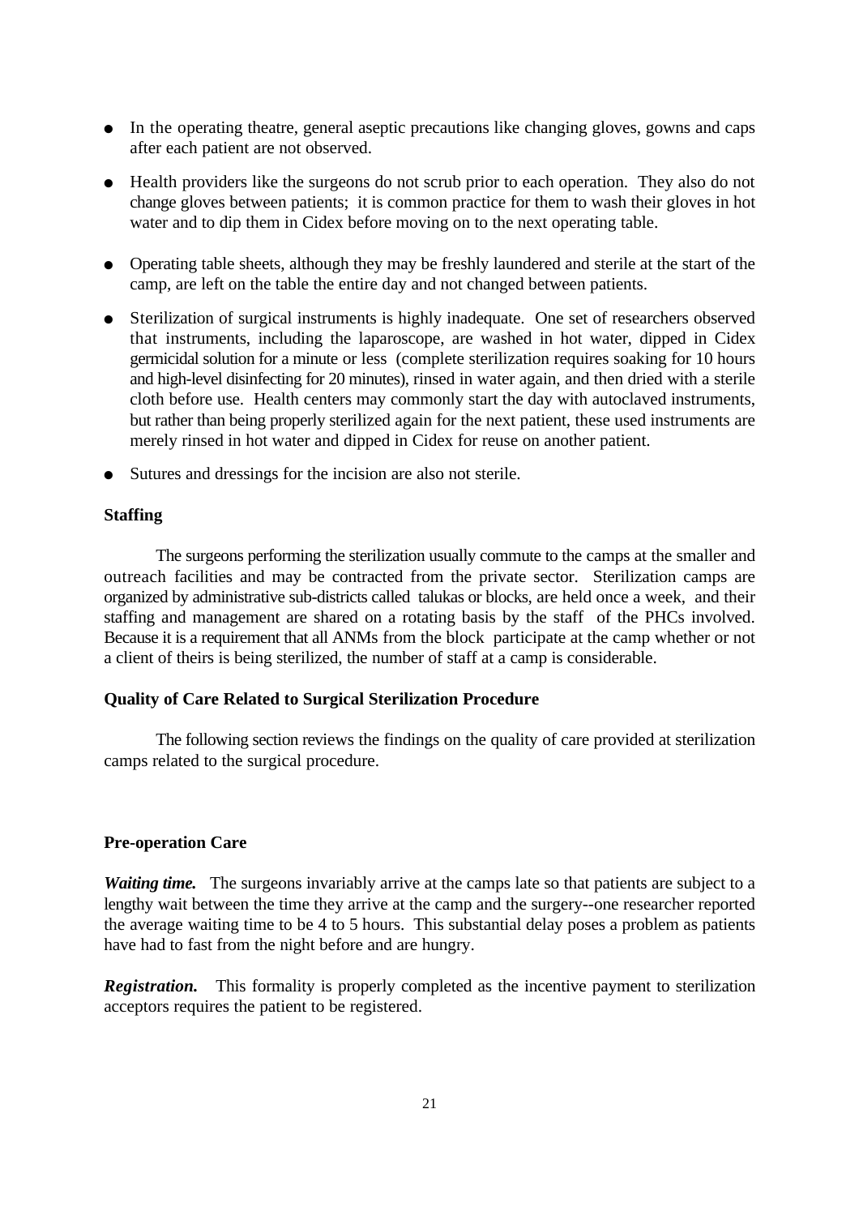- In the operating theatre, general aseptic precautions like changing gloves, gowns and caps after each patient are not observed.

- Health providers like the surgeons do not scrub prior to each operation. They also do not change gloves between patients; it is common practice for them to wash their gloves in hot water and to dip them in Cidex before moving on to the next operating table.

- Operating table sheets, although they may be freshly laundered and sterile at the start of the camp, are left on the table the entire day and not changed between patients.

- Sterilization of surgical instruments is highly inadequate. One set of researchers observed that instruments, including the laparoscope, are washed in hot water, dipped in Cidex germicidal solution for a minute or less (complete sterilization requires soaking for 10 hours and high-level disinfecting for 20 minutes), rinsed in water again, and then dried with a sterile cloth before use. Health centers may commonly start the day with autoclaved instruments, but rather than being properly sterilized again for the next patient, these used instruments are merely rinsed in hot water and dipped in Cidex for reuse on another patient.

- Sutures and dressings for the incision are also not sterile.

**Staffing**

The surgeons performing the sterilization usually commute to the camps at the smaller and outreach facilities and may be contracted from the private sector. Sterilization camps are organized by administrative sub-districts called talukas or blocks, are held once a week, and their staffing and management are shared on a rotating basis by the staff of the PHCs involved. Because it is a requirement that all ANMs from the block participate at the camp whether or not a client of theirs is being sterilized, the number of staff at a camp is considerable.

**Quality of Care Related to Surgical Sterilization Procedure**

The following section reviews the findings on the quality of care provided at sterilization camps related to the surgical procedure.

**Pre-operation Care**

***Waiting time.*** The surgeons invariably arrive at the camps late so that patients are subject to a lengthy wait between the time they arrive at the camp and the surgery--one researcher reported the average waiting time to be 4 to 5 hours. This substantial delay poses a problem as patients have had to fast from the night before and are hungry.

***Registration.*** This formality is properly completed as the incentive payment to sterilization acceptors requires the patient to be registered.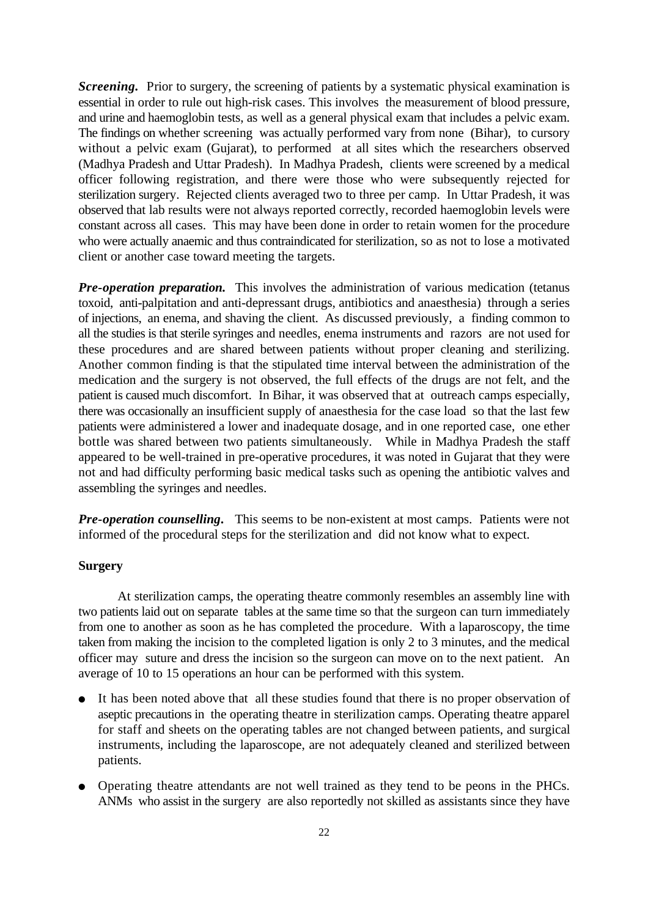***Screening.*** Prior to surgery, the screening of patients by a systematic physical examination is essential in order to rule out high-risk cases. This involves the measurement of blood pressure, and urine and haemoglobin tests, as well as a general physical exam that includes a pelvic exam. The findings on whether screening was actually performed vary from none (Bihar), to cursory without a pelvic exam (Gujarat), to performed at all sites which the researchers observed (Madhya Pradesh and Uttar Pradesh). In Madhya Pradesh, clients were screened by a medical officer following registration, and there were those who were subsequently rejected for sterilization surgery. Rejected clients averaged two to three per camp. In Uttar Pradesh, it was observed that lab results were not always reported correctly, recorded haemoglobin levels were constant across all cases. This may have been done in order to retain women for the procedure who were actually anaemic and thus contraindicated for sterilization, so as not to lose a motivated client or another case toward meeting the targets.

***Pre-operation preparation.*** This involves the administration of various medication (tetanus toxoid, anti-palpitation and anti-depressant drugs, antibiotics and anaesthesia) through a series of injections, an enema, and shaving the client. As discussed previously, a finding common to all the studies is that sterile syringes and needles, enema instruments and razors are not used for these procedures and are shared between patients without proper cleaning and sterilizing. Another common finding is that the stipulated time interval between the administration of the medication and the surgery is not observed, the full effects of the drugs are not felt, and the patient is caused much discomfort. In Bihar, it was observed that at outreach camps especially, there was occasionally an insufficient supply of anaesthesia for the case load so that the last few patients were administered a lower and inadequate dosage, and in one reported case, one ether bottle was shared between two patients simultaneously. While in Madhya Pradesh the staff appeared to be well-trained in pre-operative procedures, it was noted in Gujarat that they were not and had difficulty performing basic medical tasks such as opening the antibiotic valves and assembling the syringes and needles.

***Pre-operation counselling.*** This seems to be non-existent at most camps. Patients were not informed of the procedural steps for the sterilization and did not know what to expect.

**Surgery**

At sterilization camps, the operating theatre commonly resembles an assembly line with two patients laid out on separate tables at the same time so that the surgeon can turn immediately from one to another as soon as he has completed the procedure. With a laparoscopy, the time taken from making the incision to the completed ligation is only 2 to 3 minutes, and the medical officer may suture and dress the incision so the surgeon can move on to the next patient. An average of 10 to 15 operations an hour can be performed with this system.

- It has been noted above that all these studies found that there is no proper observation of aseptic precautions in the operating theatre in sterilization camps. Operating theatre apparel for staff and sheets on the operating tables are not changed between patients, and surgical instruments, including the laparoscope, are not adequately cleaned and sterilized between patients.
- Operating theatre attendants are not well trained as they tend to be peons in the PHCs. ANMs who assist in the surgery are also reportedly not skilled as assistants since they have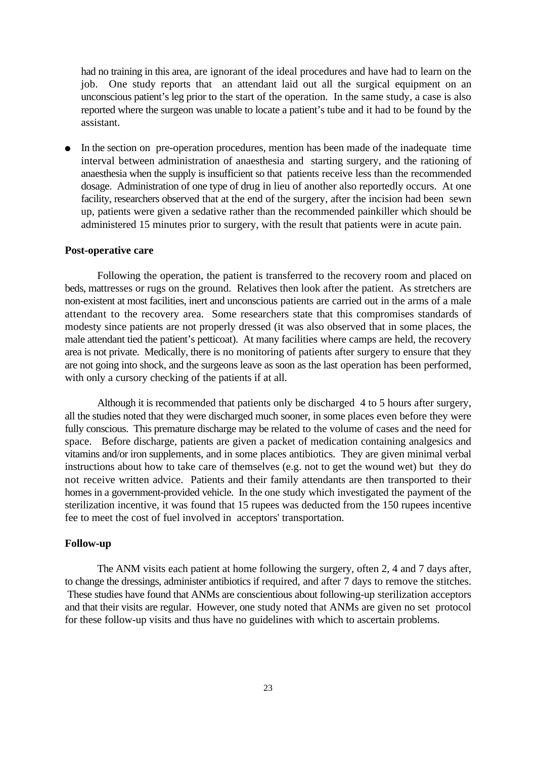had no training in this area, are ignorant of the ideal procedures and have had to learn on the job. One study reports that an attendant laid out all the surgical equipment on an unconscious patient's leg prior to the start of the operation. In the same study, a case is also reported where the surgeon was unable to locate a patient's tube and it had to be found by the assistant.

- In the section on pre-operation procedures, mention has been made of the inadequate time interval between administration of anaesthesia and starting surgery, and the rationing of anaesthesia when the supply is insufficient so that patients receive less than the recommended dosage. Administration of one type of drug in lieu of another also reportedly occurs. At one facility, researchers observed that at the end of the surgery, after the incision had been sewn up, patients were given a sedative rather than the recommended painkiller which should be administered 15 minutes prior to surgery, with the result that patients were in acute pain.

**Post-operative care**

Following the operation, the patient is transferred to the recovery room and placed on beds, mattresses or rugs on the ground. Relatives then look after the patient. As stretchers are non-existent at most facilities, inert and unconscious patients are carried out in the arms of a male attendant to the recovery area. Some researchers state that this compromises standards of modesty since patients are not properly dressed (it was also observed that in some places, the male attendant tied the patient's petticoat). At many facilities where camps are held, the recovery area is not private. Medically, there is no monitoring of patients after surgery to ensure that they are not going into shock, and the surgeons leave as soon as the last operation has been performed, with only a cursory checking of the patients if at all.

Although it is recommended that patients only be discharged 4 to 5 hours after surgery, all the studies noted that they were discharged much sooner, in some places even before they were fully conscious. This premature discharge may be related to the volume of cases and the need for space. Before discharge, patients are given a packet of medication containing analgesics and vitamins and/or iron supplements, and in some places antibiotics. They are given minimal verbal instructions about how to take care of themselves (e.g. not to get the wound wet) but they do not receive written advice. Patients and their family attendants are then transported to their homes in a government-provided vehicle. In the one study which investigated the payment of the sterilization incentive, it was found that 15 rupees was deducted from the 150 rupees incentive fee to meet the cost of fuel involved in acceptors' transportation.

**Follow-up**

The ANM visits each patient at home following the surgery, often 2, 4 and 7 days after, to change the dressings, administer antibiotics if required, and after 7 days to remove the stitches. These studies have found that ANMs are conscientious about following-up sterilization acceptors and that their visits are regular. However, one study noted that ANMs are given no set protocol for these follow-up visits and thus have no guidelines with which to ascertain problems.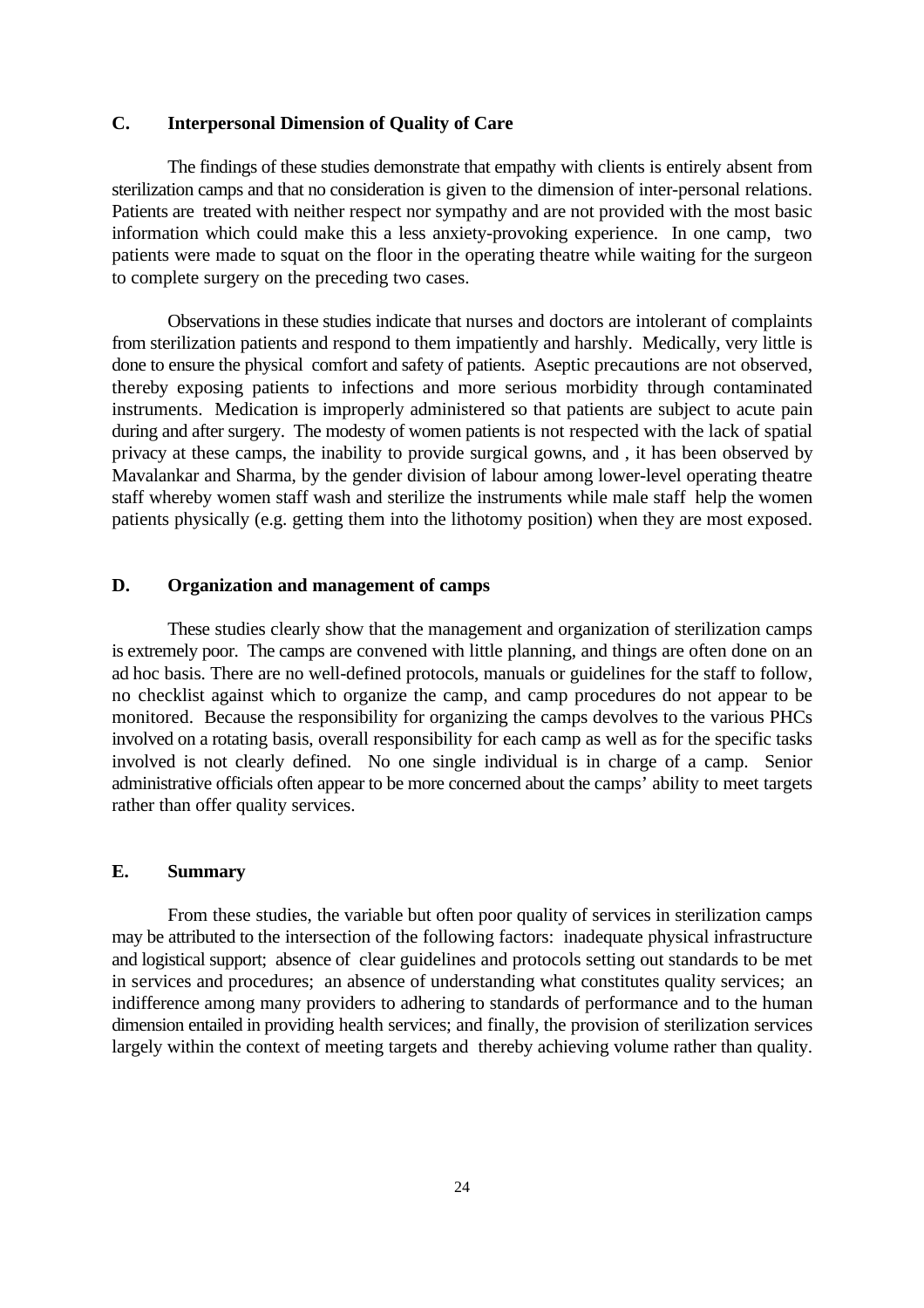## C. Interpersonal Dimension of Quality of Care

The findings of these studies demonstrate that empathy with clients is entirely absent from sterilization camps and that no consideration is given to the dimension of inter-personal relations. Patients are treated with neither respect nor sympathy and are not provided with the most basic information which could make this a less anxiety-provoking experience. In one camp, two patients were made to squat on the floor in the operating theatre while waiting for the surgeon to complete surgery on the preceding two cases.

Observations in these studies indicate that nurses and doctors are intolerant of complaints from sterilization patients and respond to them impatiently and harshly. Medically, very little is done to ensure the physical comfort and safety of patients. Aseptic precautions are not observed, thereby exposing patients to infections and more serious morbidity through contaminated instruments. Medication is improperly administered so that patients are subject to acute pain during and after surgery. The modesty of women patients is not respected with the lack of spatial privacy at these camps, the inability to provide surgical gowns, and , it has been observed by Mavalankar and Sharma, by the gender division of labour among lower-level operating theatre staff whereby women staff wash and sterilize the instruments while male staff help the women patients physically (e.g. getting them into the lithotomy position) when they are most exposed.

## D. Organization and management of camps

These studies clearly show that the management and organization of sterilization camps is extremely poor. The camps are convened with little planning, and things are often done on an ad hoc basis. There are no well-defined protocols, manuals or guidelines for the staff to follow, no checklist against which to organize the camp, and camp procedures do not appear to be monitored. Because the responsibility for organizing the camps devolves to the various PHCs involved on a rotating basis, overall responsibility for each camp as well as for the specific tasks involved is not clearly defined. No one single individual is in charge of a camp. Senior administrative officials often appear to be more concerned about the camps' ability to meet targets rather than offer quality services.

## E. Summary

From these studies, the variable but often poor quality of services in sterilization camps may be attributed to the intersection of the following factors: inadequate physical infrastructure and logistical support; absence of clear guidelines and protocols setting out standards to be met in services and procedures; an absence of understanding what constitutes quality services; an indifference among many providers to adhering to standards of performance and to the human dimension entailed in providing health services; and finally, the provision of sterilization services largely within the context of meeting targets and thereby achieving volume rather than quality.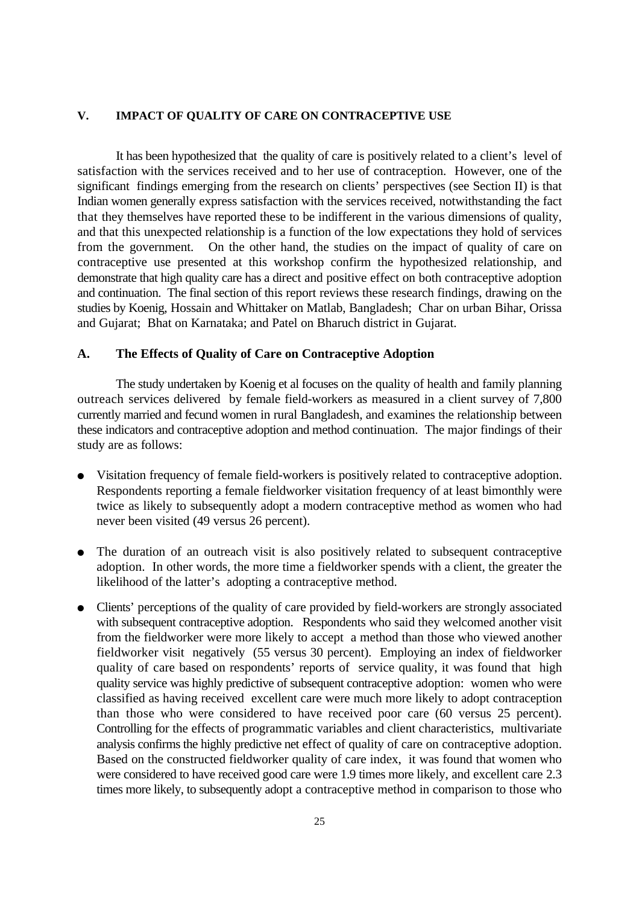## V. IMPACT OF QUALITY OF CARE ON CONTRACEPTIVE USE

It has been hypothesized that the quality of care is positively related to a client's level of satisfaction with the services received and to her use of contraception. However, one of the significant findings emerging from the research on clients' perspectives (see Section II) is that Indian women generally express satisfaction with the services received, notwithstanding the fact that they themselves have reported these to be indifferent in the various dimensions of quality, and that this unexpected relationship is a function of the low expectations they hold of services from the government. On the other hand, the studies on the impact of quality of care on contraceptive use presented at this workshop confirm the hypothesized relationship, and demonstrate that high quality care has a direct and positive effect on both contraceptive adoption and continuation. The final section of this report reviews these research findings, drawing on the studies by Koenig, Hossain and Whittaker on Matlab, Bangladesh; Char on urban Bihar, Orissa and Gujarat; Bhat on Karnataka; and Patel on Bharuch district in Gujarat.

### A. The Effects of Quality of Care on Contraceptive Adoption

The study undertaken by Koenig et al focuses on the quality of health and family planning outreach services delivered by female field-workers as measured in a client survey of 7,800 currently married and fecund women in rural Bangladesh, and examines the relationship between these indicators and contraceptive adoption and method continuation. The major findings of their study are as follows:

- Visitation frequency of female field-workers is positively related to contraceptive adoption. Respondents reporting a female fieldworker visitation frequency of at least bimonthly were twice as likely to subsequently adopt a modern contraceptive method as women who had never been visited (49 versus 26 percent).

- The duration of an outreach visit is also positively related to subsequent contraceptive adoption. In other words, the more time a fieldworker spends with a client, the greater the likelihood of the latter's adopting a contraceptive method.

- Clients' perceptions of the quality of care provided by field-workers are strongly associated with subsequent contraceptive adoption. Respondents who said they welcomed another visit from the fieldworker were more likely to accept a method than those who viewed another fieldworker visit negatively (55 versus 30 percent). Employing an index of fieldworker quality of care based on respondents' reports of service quality, it was found that high quality service was highly predictive of subsequent contraceptive adoption: women who were classified as having received excellent care were much more likely to adopt contraception than those who were considered to have received poor care (60 versus 25 percent). Controlling for the effects of programmatic variables and client characteristics, multivariate analysis confirms the highly predictive net effect of quality of care on contraceptive adoption. Based on the constructed fieldworker quality of care index, it was found that women who were considered to have received good care were 1.9 times more likely, and excellent care 2.3 times more likely, to subsequently adopt a contraceptive method in comparison to those who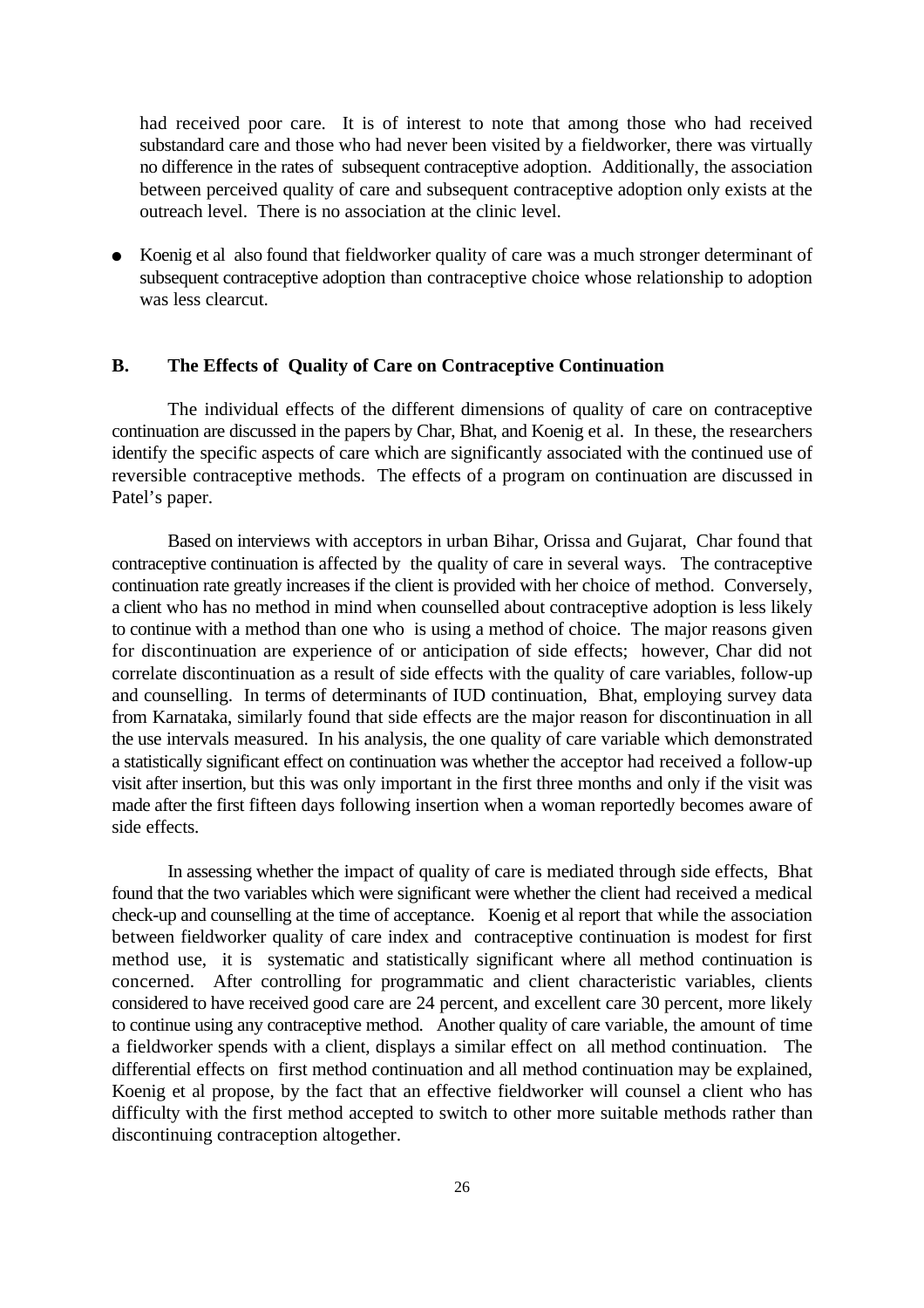had received poor care. It is of interest to note that among those who had received substandard care and those who had never been visited by a fieldworker, there was virtually no difference in the rates of subsequent contraceptive adoption. Additionally, the association between perceived quality of care and subsequent contraceptive adoption only exists at the outreach level. There is no association at the clinic level.

- Koenig et al also found that fieldworker quality of care was a much stronger determinant of subsequent contraceptive adoption than contraceptive choice whose relationship to adoption was less clearcut.

## B. The Effects of Quality of Care on Contraceptive Continuation

The individual effects of the different dimensions of quality of care on contraceptive continuation are discussed in the papers by Char, Bhat, and Koenig et al. In these, the researchers identify the specific aspects of care which are significantly associated with the continued use of reversible contraceptive methods. The effects of a program on continuation are discussed in Patel's paper.

Based on interviews with acceptors in urban Bihar, Orissa and Gujarat, Char found that contraceptive continuation is affected by the quality of care in several ways. The contraceptive continuation rate greatly increases if the client is provided with her choice of method. Conversely, a client who has no method in mind when counselled about contraceptive adoption is less likely to continue with a method than one who is using a method of choice. The major reasons given for discontinuation are experience of or anticipation of side effects; however, Char did not correlate discontinuation as a result of side effects with the quality of care variables, follow-up and counselling. In terms of determinants of IUD continuation, Bhat, employing survey data from Karnataka, similarly found that side effects are the major reason for discontinuation in all the use intervals measured. In his analysis, the one quality of care variable which demonstrated a statistically significant effect on continuation was whether the acceptor had received a follow-up visit after insertion, but this was only important in the first three months and only if the visit was made after the first fifteen days following insertion when a woman reportedly becomes aware of side effects.

In assessing whether the impact of quality of care is mediated through side effects, Bhat found that the two variables which were significant were whether the client had received a medical check-up and counselling at the time of acceptance. Koenig et al report that while the association between fieldworker quality of care index and contraceptive continuation is modest for first method use, it is systematic and statistically significant where all method continuation is concerned. After controlling for programmatic and client characteristic variables, clients considered to have received good care are 24 percent, and excellent care 30 percent, more likely to continue using any contraceptive method. Another quality of care variable, the amount of time a fieldworker spends with a client, displays a similar effect on all method continuation. The differential effects on first method continuation and all method continuation may be explained, Koenig et al propose, by the fact that an effective fieldworker will counsel a client who has difficulty with the first method accepted to switch to other more suitable methods rather than discontinuing contraception altogether.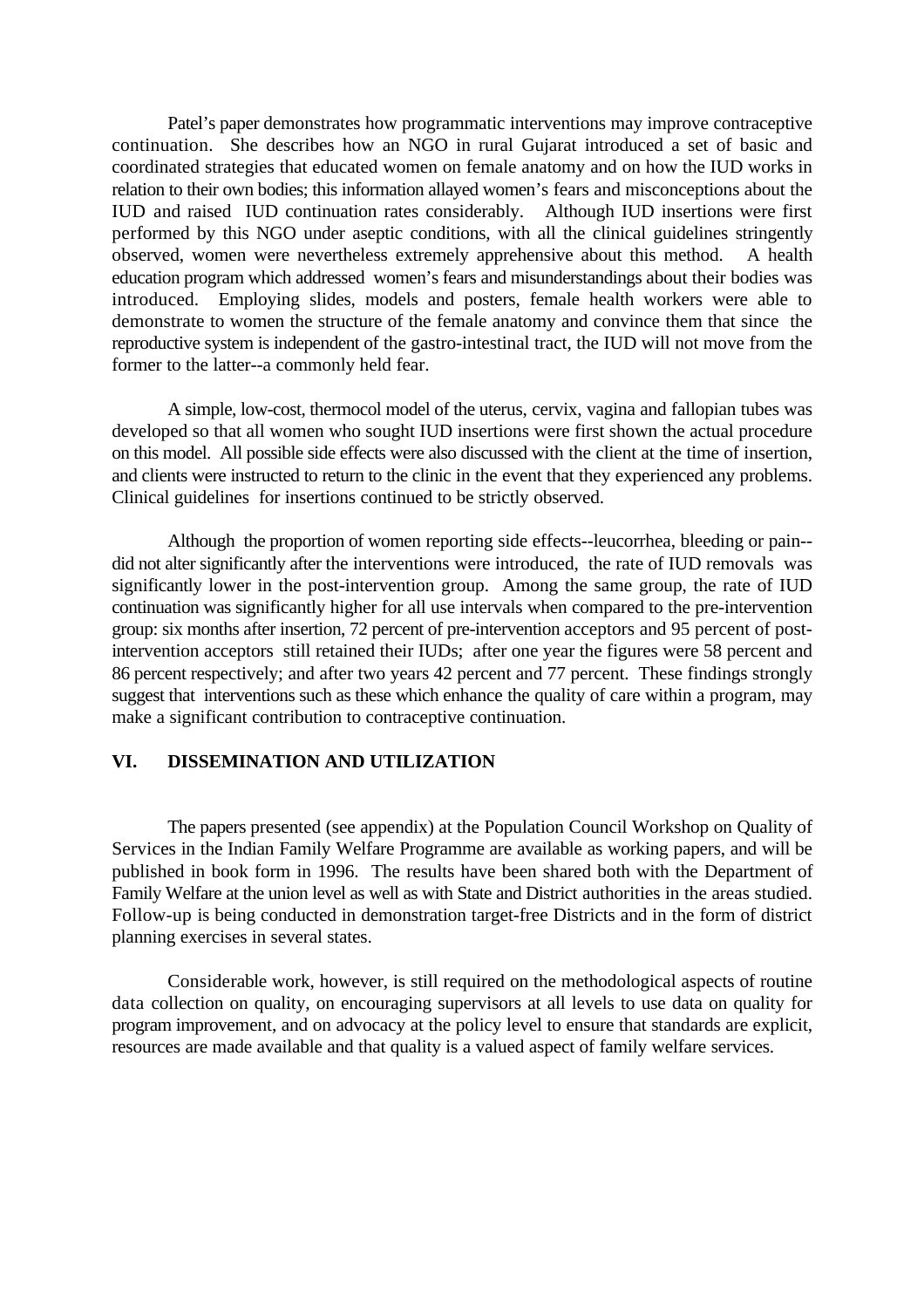Patel's paper demonstrates how programmatic interventions may improve contraceptive continuation. She describes how an NGO in rural Gujarat introduced a set of basic and coordinated strategies that educated women on female anatomy and on how the IUD works in relation to their own bodies; this information allayed women's fears and misconceptions about the IUD and raised IUD continuation rates considerably. Although IUD insertions were first performed by this NGO under aseptic conditions, with all the clinical guidelines stringently observed, women were nevertheless extremely apprehensive about this method. A health education program which addressed women's fears and misunderstandings about their bodies was introduced. Employing slides, models and posters, female health workers were able to demonstrate to women the structure of the female anatomy and convince them that since the reproductive system is independent of the gastro-intestinal tract, the IUD will not move from the former to the latter--a commonly held fear.

A simple, low-cost, thermocol model of the uterus, cervix, vagina and fallopian tubes was developed so that all women who sought IUD insertions were first shown the actual procedure on this model. All possible side effects were also discussed with the client at the time of insertion, and clients were instructed to return to the clinic in the event that they experienced any problems. Clinical guidelines for insertions continued to be strictly observed.

Although the proportion of women reporting side effects--leucorrhea, bleeding or pain--did not alter significantly after the interventions were introduced, the rate of IUD removals was significantly lower in the post-intervention group. Among the same group, the rate of IUD continuation was significantly higher for all use intervals when compared to the pre-intervention group: six months after insertion, 72 percent of pre-intervention acceptors and 95 percent of post-intervention acceptors still retained their IUDs; after one year the figures were 58 percent and 86 percent respectively; and after two years 42 percent and 77 percent. These findings strongly suggest that interventions such as these which enhance the quality of care within a program, may make a significant contribution to contraceptive continuation.

## VI. DISSEMINATION AND UTILIZATION

The papers presented (see appendix) at the Population Council Workshop on Quality of Services in the Indian Family Welfare Programme are available as working papers, and will be published in book form in 1996. The results have been shared both with the Department of Family Welfare at the union level as well as with State and District authorities in the areas studied. Follow-up is being conducted in demonstration target-free Districts and in the form of district planning exercises in several states.

Considerable work, however, is still required on the methodological aspects of routine data collection on quality, on encouraging supervisors at all levels to use data on quality for program improvement, and on advocacy at the policy level to ensure that standards are explicit, resources are made available and that quality is a valued aspect of family welfare services.